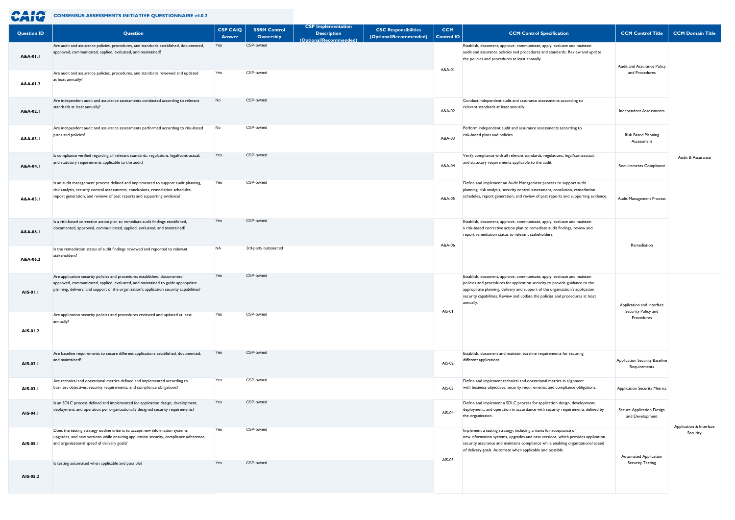# CONSENSUS ASSESSMENTS INITIATIVE QUESTIONNAIRE v4.0.2

| Question ID | Question | CSP CAIQ Answer | SSRM Control Ownership | CSP Implementation Description (Optional/Recommended) | CSC Responsibilities (Optional/Recommended) | CCM Control ID | CCM Control Specification | CCM Control Title | CCM Domain Title |
|---|---|---|---|---|---|---|---|---|---|
| A&A-01.1 | Are audit and assurance policies, procedures, and standards established, documented, approved, communicated, applied, evaluated, and maintained? | Yes | CSP-owned | | | A&A-01 | Establish, document, approve, communicate, apply, evaluate and maintain audit and assurance policies and procedures and standards. Review and update the policies and procedures at least annually. | Audit and Assurance Policy and Procedures | Audit & Assurance |
| A&A-01.2 | Are audit and assurance policies, procedures, and standards reviewed and updated at least annually? | Yes | CSP-owned | | | | | | |
| A&A-02.1 | Are independent audit and assurance assessments conducted according to relevant standards at least annually? | No | CSP-owned | | | A&A-02 | Conduct independent audit and assurance assessments according to relevant standards at least annually. | Independent Assessments | |
| A&A-03.1 | Are independent audit and assurance assessments performed according to risk-based plans and policies? | No | CSP-owned | | | A&A-03 | Perform independent audit and assurance assessments according to risk-based plans and policies. | Risk Based Planning Assessment | |
| A&A-04.1 | Is compliance verified regarding all relevant standards, regulations, legal/contractual, and statutory requirements applicable to the audit? | Yes | CSP-owned | | | A&A-04 | Verify compliance with all relevant standards, regulations, legal/contractual, and statutory requirements applicable to the audit. | Requirements Compliance | |
| A&A-05.1 | Is an audit management process defined and implemented to support audit planning, risk analysis, security control assessments, conclusions, remediation schedules, report generation, and reviews of past reports and supporting evidence? | Yes | CSP-owned | | | A&A-05 | Define and implement an Audit Management process to support audit planning, risk analysis, security control assessment, conclusion, remediation schedules, report generation, and review of past reports and supporting evidence. | Audit Management Process | |
| A&A-06.1 | Is a risk-based corrective action plan to remediate audit findings established, documented, approved, communicated, applied, evaluated, and maintained? | Yes | CSP-owned | | | A&A-06 | Establish, document, approve, communicate, apply, evaluate and maintain a risk-based corrective action plan to remediate audit findings, review and report remediation status to relevant stakeholders. | Remediation | |
| A&A-06.2 | Is the remediation status of audit findings reviewed and reported to relevant stakeholders? | NA | 3rd-party outsourced | | | | | | |
| AIS-01.1 | Are application security policies and procedures established, documented, approved, communicated, applied, evaluated, and maintained to guide appropriate planning, delivery, and support of the organization's application security capabilities? | Yes | CSP-owned | | | AIS-01 | Establish, document, approve, communicate, apply, evaluate and maintain policies and procedures for application security to provide guidance to the appropriate planning, delivery and support of the organization's application security capabilities. Review and update the policies and procedures at least annually. | Application and Interface Security Policy and Procedures | Application & Interface Security |
| AIS-01.2 | Are application security policies and procedures reviewed and updated at least annually? | Yes | CSP-owned | | | | | | |
| AIS-02.1 | Are baseline requirements to secure different applications established, documented, and maintained? | Yes | CSP-owned | | | AIS-02 | Establish, document and maintain baseline requirements for securing different applications. | Application Security Baseline Requirements | |
| AIS-03.1 | Are technical and operational metrics defined and implemented according to business objectives, security requirements, and compliance obligations? | Yes | CSP-owned | | | AIS-03 | Define and implement technical and operational metrics in alignment with business objectives, security requirements, and compliance obligations. | Application Security Metrics | |
| AIS-04.1 | Is an SDLC process defined and implemented for application design, development, deployment, and operation per organizationally designed security requirements? | Yes | CSP-owned | | | AIS-04 | Define and implement a SDLC process for application design, development, deployment, and operation in accordance with security requirements defined by the organization. | Secure Application Design and Development | |
| AIS-05.1 | Does the testing strategy outline criteria to accept new information systems, upgrades, and new versions while ensuring application security, compliance adherence, and organizational speed of delivery goals? | Yes | CSP-owned | | | AIS-05 | Implement a testing strategy, including criteria for acceptance of new information systems, upgrades and new versions, which provides application security assurance and maintains compliance while enabling organizational speed of delivery goals. Automate when applicable and possible. | Automated Application Security Testing | |
| AIS-05.2 | Is testing automated when applicable and possible? | Yes | CSP-owned | | | | | | |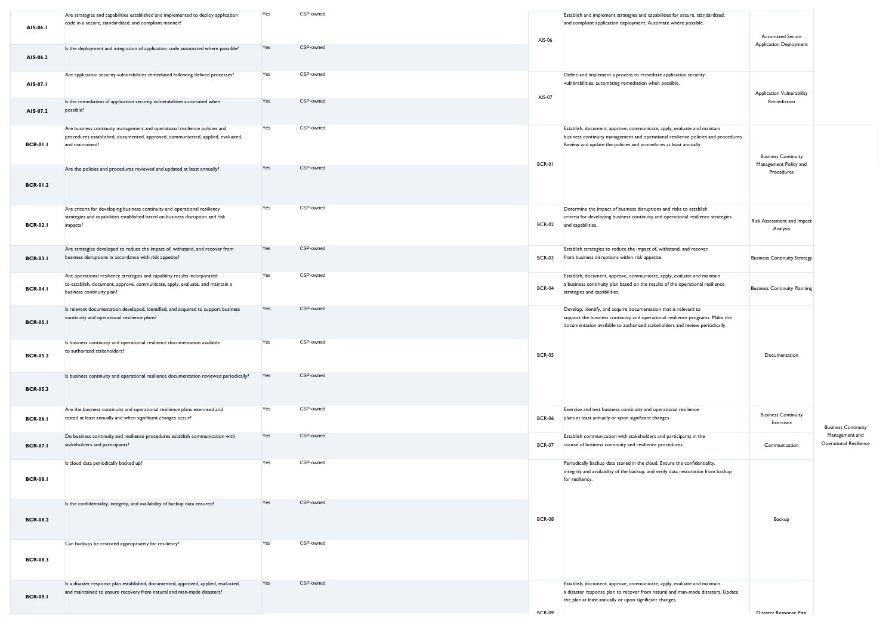| Question ID | Question | CSP Implementation | SSRM Control Ownership | Control ID | Control Specification | Control Title | Domain Title |
|---|---|---|---|---|---|---|---|
| AIS-06.1 | Are strategies and capabilities established and implemented to deploy application code in a secure, standardized, and compliant manner? | Yes | CSP-owned | AIS-06 | Establish and implement strategies and capabilities for secure, standardized, and compliant application deployment. Automate where possible. | Automated Secure Application Deployment | |
| AIS-06.2 | Is the deployment and integration of application code automated where possible? | Yes | CSP-owned | | | | |
| AIS-07.1 | Are application security vulnerabilities remediated following defined processes? | Yes | CSP-owned | AIS-07 | Define and implement a process to remediate application security vulnerabilities, automating remediation when possible. | Application Vulnerability Remediation | |
| AIS-07.2 | Is the remediation of application security vulnerabilities automated when possible? | Yes | CSP-owned | | | | |
| BCR-01.1 | Are business continuity management and operational resilience policies and procedures established, documented, approved, communicated, applied, evaluated, and maintained? | Yes | CSP-owned | BCR-01 | Establish, document, approve, communicate, apply, evaluate and maintain business continuity management and operational resilience policies and procedures. Review and update the policies and procedures at least annually. | Business Continuity Management Policy and Procedures | Business Continuity Management and Operational Resilience |
| BCR-01.2 | Are the policies and procedures reviewed and updated at least annually? | Yes | CSP-owned | | | | |
| BCR-02.1 | Are criteria for developing business continuity and operational resiliency strategies and capabilities established based on business disruption and risk impacts? | Yes | CSP-owned | BCR-02 | Determine the impact of business disruptions and risks to establish criteria for developing business continuity and operational resilience strategies and capabilities. | Risk Assessment and Impact Analysis | |
| BCR-03.1 | Are strategies developed to reduce the impact of, withstand, and recover from business disruptions in accordance with risk appetite? | Yes | CSP-owned | BCR-03 | Establish strategies to reduce the impact of, withstand, and recover from business disruptions within risk appetite. | Business Continuity Strategy | |
| BCR-04.1 | Are operational resilience strategies and capability results incorporated to establish, document, approve, communicate, apply, evaluate, and maintain a business continuity plan? | Yes | CSP-owned | BCR-04 | Establish, document, approve, communicate, apply, evaluate and maintain a business continuity plan based on the results of the operational resilience strategies and capabilities. | Business Continuity Planning | |
| BCR-05.1 | Is relevant documentation developed, identified, and acquired to support business continuity and operational resilience plans? | Yes | CSP-owned | BCR-05 | Develop, identify, and acquire documentation that is relevant to support the business continuity and operational resilience programs. Make the documentation available to authorized stakeholders and review periodically. | Documentation | |
| BCR-05.2 | Is business continuity and operational resilience documentation available to authorized stakeholders? | Yes | CSP-owned | | | | |
| BCR-05.3 | Is business continuity and operational resilience documentation reviewed periodically? | Yes | CSP-owned | | | | |
| BCR-06.1 | Are the business continuity and operational resilience plans exercised and tested at least annually and when significant changes occur? | Yes | CSP-owned | BCR-06 | Exercise and test business continuity and operational resilience plans at least annually or upon significant changes. | Business Continuity Exercises | |
| BCR-07.1 | Do business continuity and resilience procedures establish communication with stakeholders and participants? | Yes | CSP-owned | BCR-07 | Establish communication with stakeholders and participants in the course of business continuity and resilience procedures. | Communication | |
| BCR-08.1 | Is cloud data periodically backed up? | Yes | CSP-owned | BCR-08 | Periodically backup data stored in the cloud. Ensure the confidentiality, integrity and availability of the backup, and verify data restoration from backup for resiliency. | Backup | |
| BCR-08.2 | Is the confidentiality, integrity, and availability of backup data ensured? | Yes | CSP-owned | | | | |
| BCR-08.3 | Can backups be restored appropriately for resiliency? | Yes | CSP-owned | | | | |
| BCR-09.1 | Is a disaster response plan established, documented, approved, applied, evaluated, and maintained to ensure recovery from natural and man-made disasters? | Yes | CSP-owned | BCR-09 | Establish, document, approve, communicate, apply, evaluate and maintain a disaster response plan to recover from natural and man-made disasters. Update the plan at least annually or upon significant changes. | Disaster Response Plan | |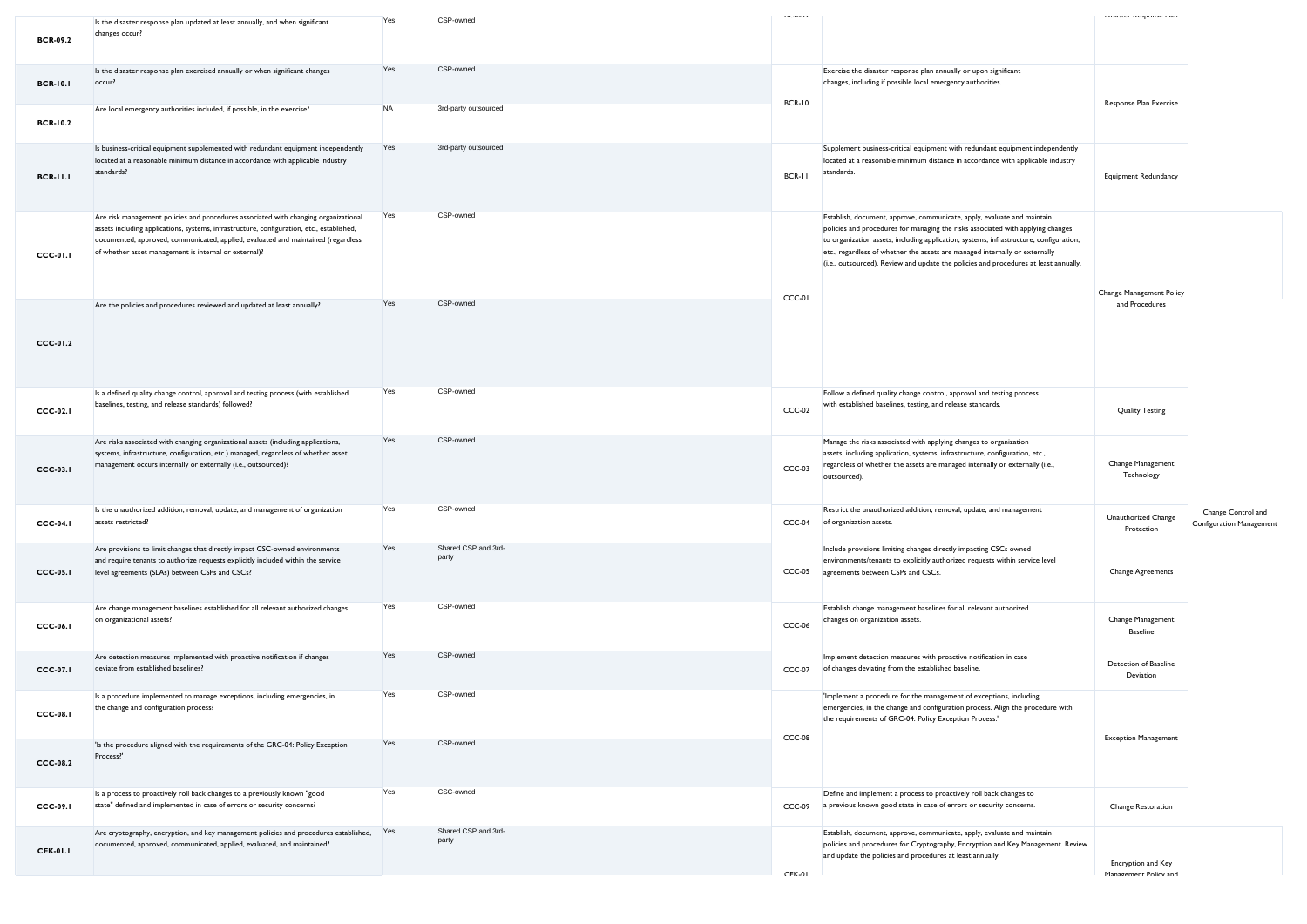| Question ID | Question | CSP CAIQ Answer | SSRM Control Ownership | | | Control ID | Control Specification | Control Title | Control Domain |
|---|---|---|---|---|---|---|---|---|---|
| BCR-09.2 | Is the disaster response plan updated at least annually, and when significant changes occur? | Yes | CSP-owned | | | BCR-09 | | Disaster Response Plan | |
| BCR-10.1 | Is the disaster response plan exercised annually or when significant changes occur? | Yes | CSP-owned | | | BCR-10 | Exercise the disaster response plan annually or upon significant changes, including if possible local emergency authorities. | Response Plan Exercise | |
| BCR-10.2 | Are local emergency authorities included, if possible, in the exercise? | NA | 3rd-party outsourced | | | | | | |
| BCR-11.1 | Is business-critical equipment supplemented with redundant equipment independently located at a reasonable minimum distance in accordance with applicable industry standards? | Yes | 3rd-party outsourced | | | BCR-11 | Supplement business-critical equipment with redundant equipment independently located at a reasonable minimum distance in accordance with applicable industry standards. | Equipment Redundancy | |
| CCC-01.1 | Are risk management policies and procedures associated with changing organizational assets including applications, systems, infrastructure, configuration, etc., established, documented, approved, communicated, applied, evaluated and maintained (regardless of whether asset management is internal or external)? | Yes | CSP-owned | | | CCC-01 | Establish, document, approve, communicate, apply, evaluate and maintain policies and procedures for managing the risks associated with applying changes to organization assets, including application, systems, infrastructure, configuration, etc., regardless of whether the assets are managed internally or externally (i.e., outsourced). Review and update the policies and procedures at least annually. | Change Management Policy and Procedures | Change Control and Configuration Management |
| CCC-01.2 | Are the policies and procedures reviewed and updated at least annually? | Yes | CSP-owned | | | | | | |
| CCC-02.1 | Is a defined quality change control, approval and testing process (with established baselines, testing, and release standards) followed? | Yes | CSP-owned | | | CCC-02 | Follow a defined quality change control, approval and testing process with established baselines, testing, and release standards. | Quality Testing | |
| CCC-03.1 | Are risks associated with changing organizational assets (including applications, systems, infrastructure, configuration, etc.) managed, regardless of whether asset management occurs internally or externally (i.e., outsourced)? | Yes | CSP-owned | | | CCC-03 | Manage the risks associated with applying changes to organization assets, including application, systems, infrastructure, configuration, etc., regardless of whether the assets are managed internally or externally (i.e., outsourced). | Change Management Technology | |
| CCC-04.1 | Is the unauthorized addition, removal, update, and management of organization assets restricted? | Yes | CSP-owned | | | CCC-04 | Restrict the unauthorized addition, removal, update, and management of organization assets. | Unauthorized Change Protection | |
| CCC-05.1 | Are provisions to limit changes that directly impact CSC-owned environments and require tenants to authorize requests explicitly included within the service level agreements (SLAs) between CSPs and CSCs? | Yes | Shared CSP and 3rd-party | | | CCC-05 | Include provisions limiting changes directly impacting CSCs owned environments/tenants to explicitly authorized requests within service level agreements between CSPs and CSCs. | Change Agreements | |
| CCC-06.1 | Are change management baselines established for all relevant authorized changes on organizational assets? | Yes | CSP-owned | | | CCC-06 | Establish change management baselines for all relevant authorized changes on organization assets. | Change Management Baseline | |
| CCC-07.1 | Are detection measures implemented with proactive notification if changes deviate from established baselines? | Yes | CSP-owned | | | CCC-07 | Implement detection measures with proactive notification in case of changes deviating from the established baseline. | Detection of Baseline Deviation | |
| CCC-08.1 | Is a procedure implemented to manage exceptions, including emergencies, in the change and configuration process? | Yes | CSP-owned | | | CCC-08 | 'Implement a procedure for the management of exceptions, including emergencies, in the change and configuration process. Align the procedure with the requirements of GRC-04: Policy Exception Process.' | Exception Management | |
| CCC-08.2 | 'Is the procedure aligned with the requirements of the GRC-04: Policy Exception Process?' | Yes | CSP-owned | | | | | | |
| CCC-09.1 | Is a process to proactively roll back changes to a previously known "good state" defined and implemented in case of errors or security concerns? | Yes | CSC-owned | | | CCC-09 | Define and implement a process to proactively roll back changes to a previous known good state in case of errors or security concerns. | Change Restoration | |
| CEK-01.1 | Are cryptography, encryption, and key management policies and procedures established, documented, approved, communicated, applied, evaluated, and maintained? | Yes | Shared CSP and 3rd-party | | | CEK-01 | Establish, document, approve, communicate, apply, evaluate and maintain policies and procedures for Cryptography, Encryption and Key Management. Review and update the policies and procedures at least annually. | Encryption and Key Management Policy and | |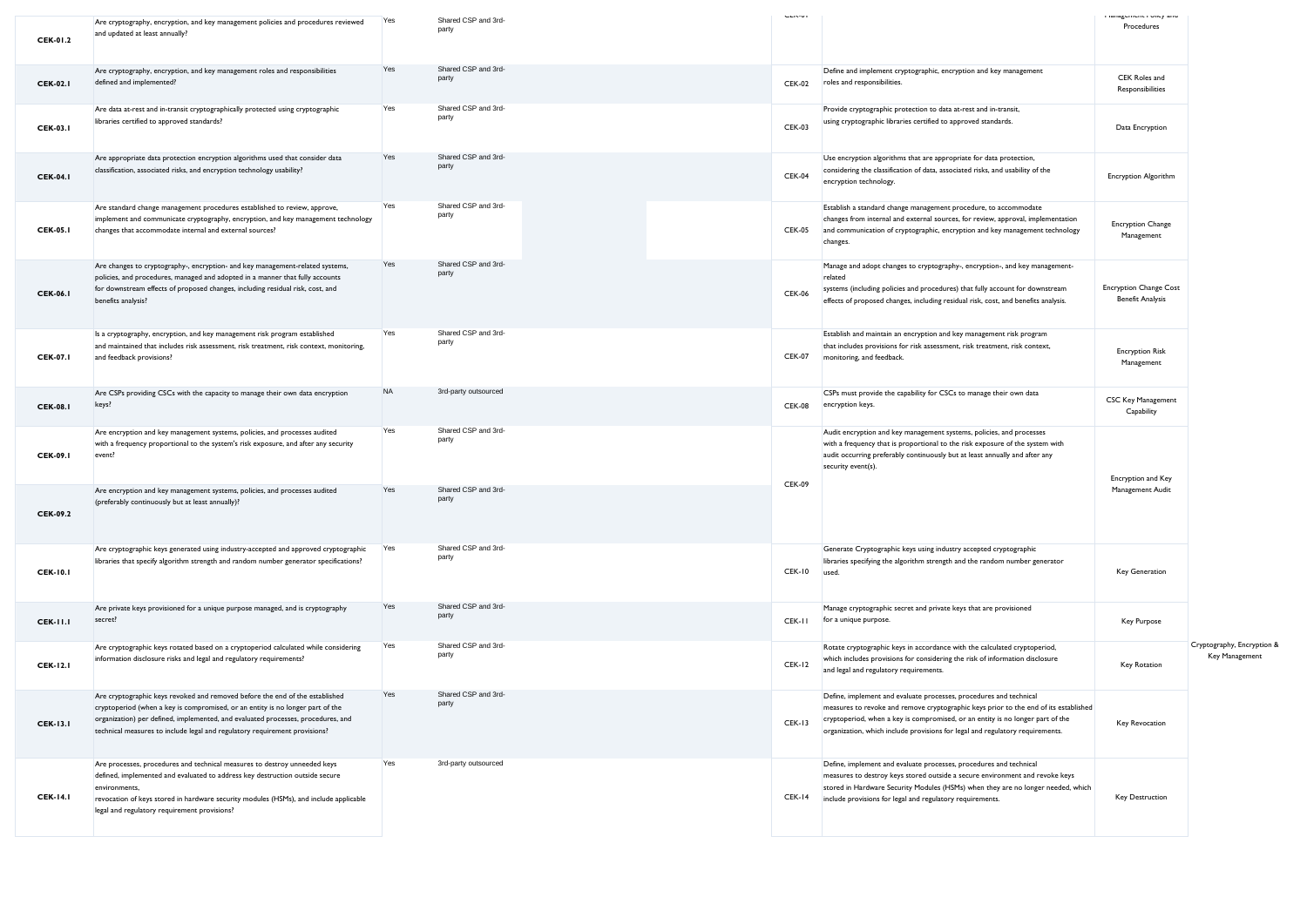| Question ID | Question | CSP CAIQ Answer | SSRM Control Ownership | | | Control ID | Control Specification | Control Title | Control Domain |
|---|---|---|---|---|---|---|---|---|---|
| **CEK-01.2** | Are cryptography, encryption, and key management policies and procedures reviewed and updated at least annually? | Yes | Shared CSP and 3rd-party | | | CEK-01 | | Management Policy and Procedures | |
| **CEK-02.1** | Are cryptography, encryption, and key management roles and responsibilities defined and implemented? | Yes | Shared CSP and 3rd-party | | | CEK-02 | Define and implement cryptographic, encryption and key management roles and responsibilities. | CEK Roles and Responsibilities | |
| **CEK-03.1** | Are data at-rest and in-transit cryptographically protected using cryptographic libraries certified to approved standards? | Yes | Shared CSP and 3rd-party | | | CEK-03 | Provide cryptographic protection to data at-rest and in-transit, using cryptographic libraries certified to approved standards. | Data Encryption | |
| **CEK-04.1** | Are appropriate data protection encryption algorithms used that consider data classification, associated risks, and encryption technology usability? | Yes | Shared CSP and 3rd-party | | | CEK-04 | Use encryption algorithms that are appropriate for data protection, considering the classification of data, associated risks, and usability of the encryption technology. | Encryption Algorithm | |
| **CEK-05.1** | Are standard change management procedures established to review, approve, implement and communicate cryptography, encryption, and key management technology changes that accommodate internal and external sources? | Yes | Shared CSP and 3rd-party | | | CEK-05 | Establish a standard change management procedure, to accommodate changes from internal and external sources, for review, approval, implementation and communication of cryptographic, encryption and key management technology changes. | Encryption Change Management | |
| **CEK-06.1** | Are changes to cryptography-, encryption- and key management-related systems, policies, and procedures, managed and adopted in a manner that fully accounts for downstream effects of proposed changes, including residual risk, cost, and benefits analysis? | Yes | Shared CSP and 3rd-party | | | CEK-06 | Manage and adopt changes to cryptography-, encryption-, and key management-related systems (including policies and procedures) that fully account for downstream effects of proposed changes, including residual risk, cost, and benefits analysis. | Encryption Change Cost Benefit Analysis | |
| **CEK-07.1** | Is a cryptography, encryption, and key management risk program established and maintained that includes risk assessment, risk treatment, risk context, monitoring, and feedback provisions? | Yes | Shared CSP and 3rd-party | | | CEK-07 | Establish and maintain an encryption and key management risk program that includes provisions for risk assessment, risk treatment, risk context, monitoring, and feedback. | Encryption Risk Management | |
| **CEK-08.1** | Are CSPs providing CSCs with the capacity to manage their own data encryption keys? | NA | 3rd-party outsourced | | | CEK-08 | CSPs must provide the capability for CSCs to manage their own data encryption keys. | CSC Key Management Capability | |
| **CEK-09.1** | Are encryption and key management systems, policies, and processes audited with a frequency proportional to the system's risk exposure, and after any security event? | Yes | Shared CSP and 3rd-party | | | CEK-09 | Audit encryption and key management systems, policies, and processes with a frequency that is proportional to the risk exposure of the system with audit occurring preferably continuously but at least annually and after any security event(s). | Encryption and Key Management Audit | |
| **CEK-09.2** | Are encryption and key management systems, policies, and processes audited (preferably continuously but at least annually)? | Yes | Shared CSP and 3rd-party | | | | | | |
| **CEK-10.1** | Are cryptographic keys generated using industry-accepted and approved cryptographic libraries that specify algorithm strength and random number generator specifications? | Yes | Shared CSP and 3rd-party | | | CEK-10 | Generate Cryptographic keys using industry accepted cryptographic libraries specifying the algorithm strength and the random number generator used. | Key Generation | |
| **CEK-11.1** | Are private keys provisioned for a unique purpose managed, and is cryptography secret? | Yes | Shared CSP and 3rd-party | | | CEK-11 | Manage cryptographic secret and private keys that are provisioned for a unique purpose. | Key Purpose | |
| **CEK-12.1** | Are cryptographic keys rotated based on a cryptoperiod calculated while considering information disclosure risks and legal and regulatory requirements? | Yes | Shared CSP and 3rd-party | | | CEK-12 | Rotate cryptographic keys in accordance with the calculated cryptoperiod, which includes provisions for considering the risk of information disclosure and legal and regulatory requirements. | Key Rotation | Cryptography, Encryption & Key Management |
| **CEK-13.1** | Are cryptographic keys revoked and removed before the end of the established cryptoperiod (when a key is compromised, or an entity is no longer part of the organization) per defined, implemented, and evaluated processes, procedures, and technical measures to include legal and regulatory requirement provisions? | Yes | Shared CSP and 3rd-party | | | CEK-13 | Define, implement and evaluate processes, procedures and technical measures to revoke and remove cryptographic keys prior to the end of its established cryptoperiod, when a key is compromised, or an entity is no longer part of the organization, which include provisions for legal and regulatory requirements. | Key Revocation | |
| **CEK-14.1** | Are processes, procedures and technical measures to destroy unneeded keys defined, implemented and evaluated to address key destruction outside secure environments, revocation of keys stored in hardware security modules (HSMs), and include applicable legal and regulatory requirement provisions? | Yes | 3rd-party outsourced | | | CEK-14 | Define, implement and evaluate processes, procedures and technical measures to destroy keys stored outside a secure environment and revoke keys stored in Hardware Security Modules (HSMs) when they are no longer needed, which include provisions for legal and regulatory requirements. | Key Destruction | |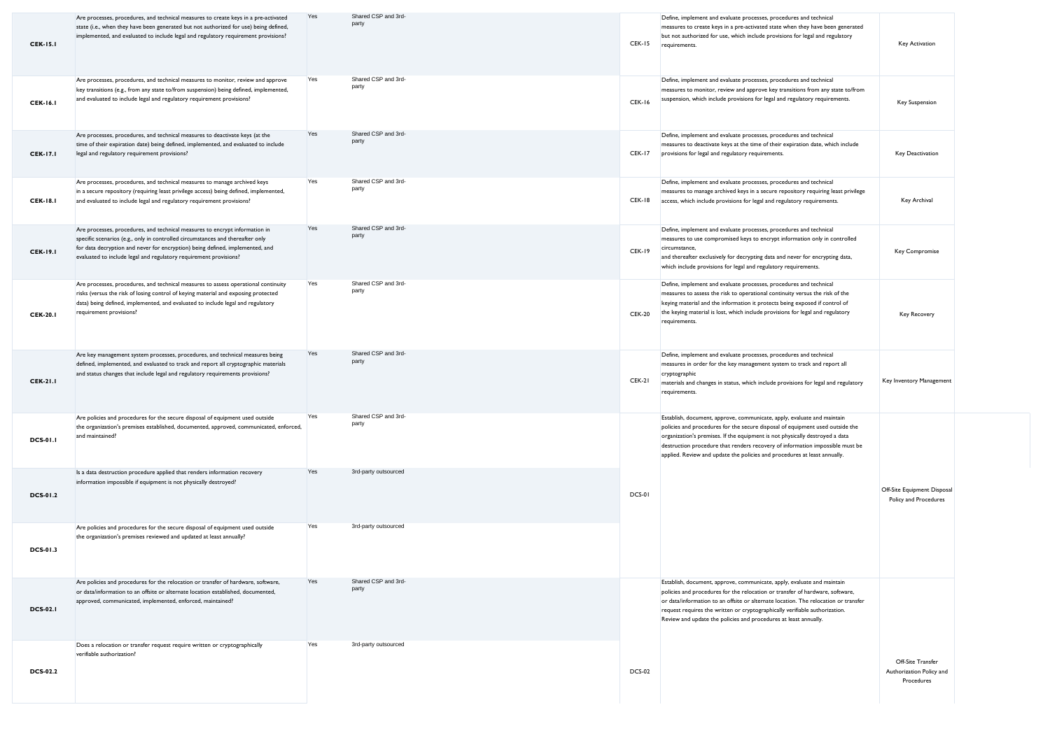| | | | | | | |
|---|---|---|---|---|---|---|
| **CEK-15.1** | Are processes, procedures, and technical measures to create keys in a pre-activated state (i.e., when they have been generated but not authorized for use) being defined, implemented, and evaluated to include legal and regulatory requirement provisions? | Yes | Shared CSP and 3rd-party | CEK-15 | Define, implement and evaluate processes, procedures and technical measures to create keys in a pre-activated state when they have been generated but not authorized for use, which include provisions for legal and regulatory requirements. | Key Activation |
| **CEK-16.1** | Are processes, procedures, and technical measures to monitor, review and approve key transitions (e.g., from any state to/from suspension) being defined, implemented, and evaluated to include legal and regulatory requirement provisions? | Yes | Shared CSP and 3rd-party | CEK-16 | Define, implement and evaluate processes, procedures and technical measures to monitor, review and approve key transitions from any state to/from suspension, which include provisions for legal and regulatory requirements. | Key Suspension |
| **CEK-17.1** | Are processes, procedures, and technical measures to deactivate keys (at the time of their expiration date) being defined, implemented, and evaluated to include legal and regulatory requirement provisions? | Yes | Shared CSP and 3rd-party | CEK-17 | Define, implement and evaluate processes, procedures and technical measures to deactivate keys at the time of their expiration date, which include provisions for legal and regulatory requirements. | Key Deactivation |
| **CEK-18.1** | Are processes, procedures, and technical measures to manage archived keys in a secure repository (requiring least privilege access) being defined, implemented, and evaluated to include legal and regulatory requirement provisions? | Yes | Shared CSP and 3rd-party | CEK-18 | Define, implement and evaluate processes, procedures and technical measures to manage archived keys in a secure repository requiring least privilege access, which include provisions for legal and regulatory requirements. | Key Archival |
| **CEK-19.1** | Are processes, procedures, and technical measures to encrypt information in specific scenarios (e.g., only in controlled circumstances and thereafter only for data decryption and never for encryption) being defined, implemented, and evaluated to include legal and regulatory requirement provisions? | Yes | Shared CSP and 3rd-party | CEK-19 | Define, implement and evaluate processes, procedures and technical measures to use compromised keys to encrypt information only in controlled circumstance, and thereafter exclusively for decrypting data and never for encrypting data, which include provisions for legal and regulatory requirements. | Key Compromise |
| **CEK-20.1** | Are processes, procedures, and technical measures to assess operational continuity risks (versus the risk of losing control of keying material and exposing protected data) being defined, implemented, and evaluated to include legal and regulatory requirement provisions? | Yes | Shared CSP and 3rd-party | CEK-20 | Define, implement and evaluate processes, procedures and technical measures to assess the risk to operational continuity versus the risk of the keying material and the information it protects being exposed if control of the keying material is lost, which include provisions for legal and regulatory requirements. | Key Recovery |
| **CEK-21.1** | Are key management system processes, procedures, and technical measures being defined, implemented, and evaluated to track and report all cryptographic materials and status changes that include legal and regulatory requirements provisions? | Yes | Shared CSP and 3rd-party | CEK-21 | Define, implement and evaluate processes, procedures and technical measures in order for the key management system to track and report all cryptographic materials and changes in status, which include provisions for legal and regulatory requirements. | Key Inventory Management |
| **DCS-01.1** | Are policies and procedures for the secure disposal of equipment used outside the organization's premises established, documented, approved, communicated, enforced, and maintained? | Yes | Shared CSP and 3rd-party | DCS-01 | Establish, document, approve, communicate, apply, evaluate and maintain policies and procedures for the secure disposal of equipment used outside the organization's premises. If the equipment is not physically destroyed a data destruction procedure that renders recovery of information impossible must be applied. Review and update the policies and procedures at least annually. | Off-Site Equipment Disposal Policy and Procedures |
| **DCS-01.2** | Is a data destruction procedure applied that renders information recovery information impossible if equipment is not physically destroyed? | Yes | 3rd-party outsourced | | | |
| **DCS-01.3** | Are policies and procedures for the secure disposal of equipment used outside the organization's premises reviewed and updated at least annually? | Yes | 3rd-party outsourced | | | |
| **DCS-02.1** | Are policies and procedures for the relocation or transfer of hardware, software, or data/information to an offsite or alternate location established, documented, approved, communicated, implemented, enforced, maintained? | Yes | Shared CSP and 3rd-party | DCS-02 | Establish, document, approve, communicate, apply, evaluate and maintain policies and procedures for the relocation or transfer of hardware, software, or data/information to an offsite or alternate location. The relocation or transfer request requires the written or cryptographically verifiable authorization. Review and update the policies and procedures at least annually. | Off-Site Transfer Authorization Policy and Procedures |
| **DCS-02.2** | Does a relocation or transfer request require written or cryptographically verifiable authorization? | Yes | 3rd-party outsourced | | | |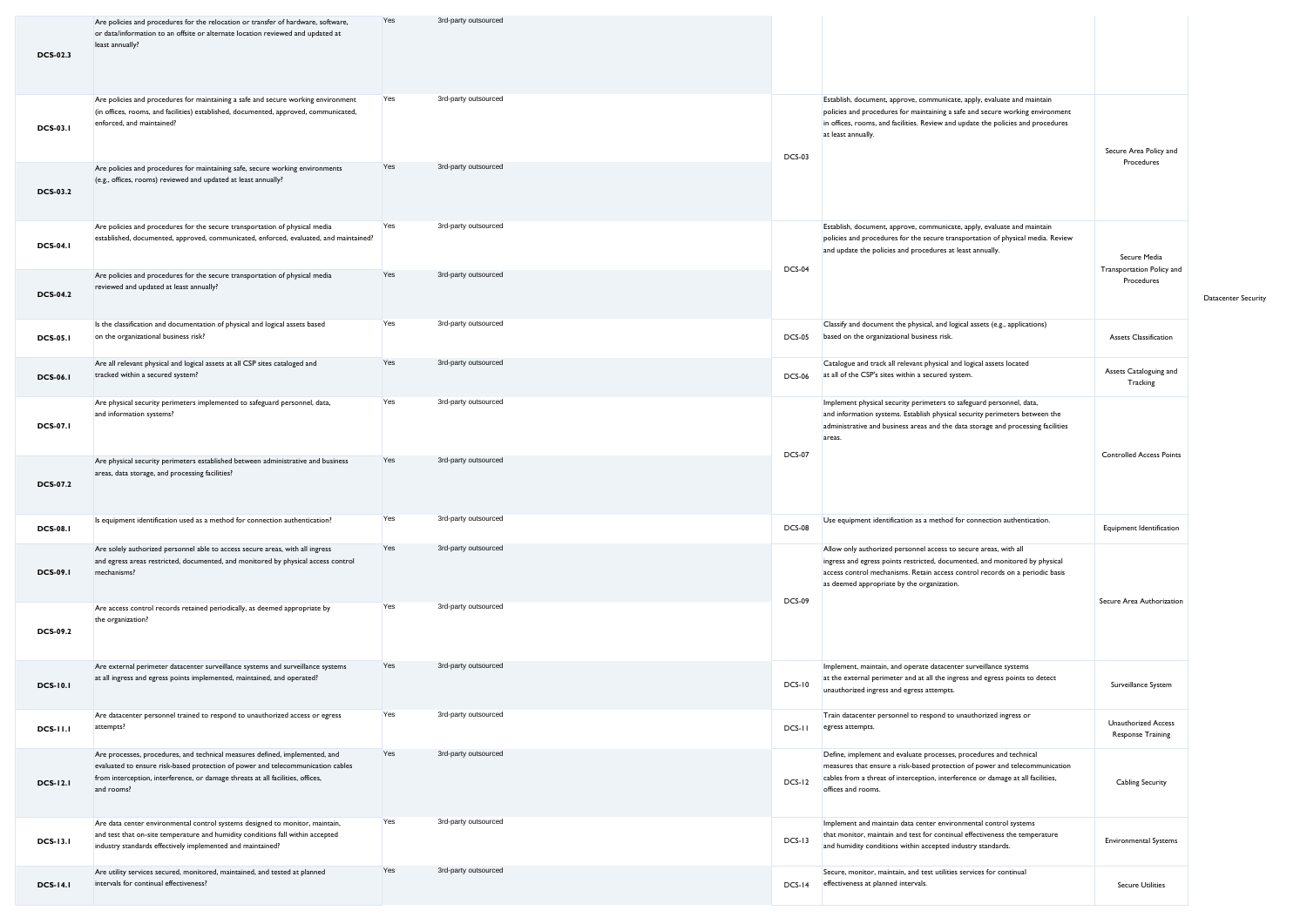| Question ID | Question | CSP CAIQ Answer | SSRM Control Ownership | Control ID | Control Specification | Control Title | Domain Title |
|---|---|---|---|---|---|---|---|
| DCS-02.3 | Are policies and procedures for the relocation or transfer of hardware, software, or data/information to an offsite or alternate location reviewed and updated at least annually? | Yes | 3rd-party outsourced | | | | Datacenter Security |
| DCS-03.1 | Are policies and procedures for maintaining a safe and secure working environment (in offices, rooms, and facilities) established, documented, approved, communicated, enforced, and maintained? | Yes | 3rd-party outsourced | DCS-03 | Establish, document, approve, communicate, apply, evaluate and maintain policies and procedures for maintaining a safe and secure working environment in offices, rooms, and facilities. Review and update the policies and procedures at least annually. | Secure Area Policy and Procedures | |
| DCS-03.2 | Are policies and procedures for maintaining safe, secure working environments (e.g., offices, rooms) reviewed and updated at least annually? | Yes | 3rd-party outsourced | | | | |
| DCS-04.1 | Are policies and procedures for the secure transportation of physical media established, documented, approved, communicated, enforced, evaluated, and maintained? | Yes | 3rd-party outsourced | DCS-04 | Establish, document, approve, communicate, apply, evaluate and maintain policies and procedures for the secure transportation of physical media. Review and update the policies and procedures at least annually. | Secure Media Transportation Policy and Procedures | |
| DCS-04.2 | Are policies and procedures for the secure transportation of physical media reviewed and updated at least annually? | Yes | 3rd-party outsourced | | | | |
| DCS-05.1 | Is the classification and documentation of physical and logical assets based on the organizational business risk? | Yes | 3rd-party outsourced | DCS-05 | Classify and document the physical, and logical assets (e.g., applications) based on the organizational business risk. | Assets Classification | |
| DCS-06.1 | Are all relevant physical and logical assets at all CSP sites cataloged and tracked within a secured system? | Yes | 3rd-party outsourced | DCS-06 | Catalogue and track all relevant physical and logical assets located at all of the CSP's sites within a secured system. | Assets Cataloguing and Tracking | |
| DCS-07.1 | Are physical security perimeters implemented to safeguard personnel, data, and information systems? | Yes | 3rd-party outsourced | DCS-07 | Implement physical security perimeters to safeguard personnel, data, and information systems. Establish physical security perimeters between the administrative and business areas and the data storage and processing facilities areas. | Controlled Access Points | |
| DCS-07.2 | Are physical security perimeters established between administrative and business areas, data storage, and processing facilities? | Yes | 3rd-party outsourced | | | | |
| DCS-08.1 | Is equipment identification used as a method for connection authentication? | Yes | 3rd-party outsourced | DCS-08 | Use equipment identification as a method for connection authentication. | Equipment Identification | |
| DCS-09.1 | Are solely authorized personnel able to access secure areas, with all ingress and egress areas restricted, documented, and monitored by physical access control mechanisms? | Yes | 3rd-party outsourced | DCS-09 | Allow only authorized personnel access to secure areas, with all ingress and egress points restricted, documented, and monitored by physical access control mechanisms. Retain access control records on a periodic basis as deemed appropriate by the organization. | Secure Area Authorization | |
| DCS-09.2 | Are access control records retained periodically, as deemed appropriate by the organization? | Yes | 3rd-party outsourced | | | | |
| DCS-10.1 | Are external perimeter datacenter surveillance systems and surveillance systems at all ingress and egress points implemented, maintained, and operated? | Yes | 3rd-party outsourced | DCS-10 | Implement, maintain, and operate datacenter surveillance systems at the external perimeter and at all the ingress and egress points to detect unauthorized ingress and egress attempts. | Surveillance System | |
| DCS-11.1 | Are datacenter personnel trained to respond to unauthorized access or egress attempts? | Yes | 3rd-party outsourced | DCS-11 | Train datacenter personnel to respond to unauthorized ingress or egress attempts. | Unauthorized Access Response Training | |
| DCS-12.1 | Are processes, procedures, and technical measures defined, implemented, and evaluated to ensure risk-based protection of power and telecommunication cables from interception, interference, or damage threats at all facilities, offices, and rooms? | Yes | 3rd-party outsourced | DCS-12 | Define, implement and evaluate processes, procedures and technical measures that ensure a risk-based protection of power and telecommunication cables from a threat of interception, interference or damage at all facilities, offices and rooms. | Cabling Security | |
| DCS-13.1 | Are data center environmental control systems designed to monitor, maintain, and test that on-site temperature and humidity conditions fall within accepted industry standards effectively implemented and maintained? | Yes | 3rd-party outsourced | DCS-13 | Implement and maintain data center environmental control systems that monitor, maintain and test for continual effectiveness the temperature and humidity conditions within accepted industry standards. | Environmental Systems | |
| DCS-14.1 | Are utility services secured, monitored, maintained, and tested at planned intervals for continual effectiveness? | Yes | 3rd-party outsourced | DCS-14 | Secure, monitor, maintain, and test utilities services for continual effectiveness at planned intervals. | Secure Utilities | |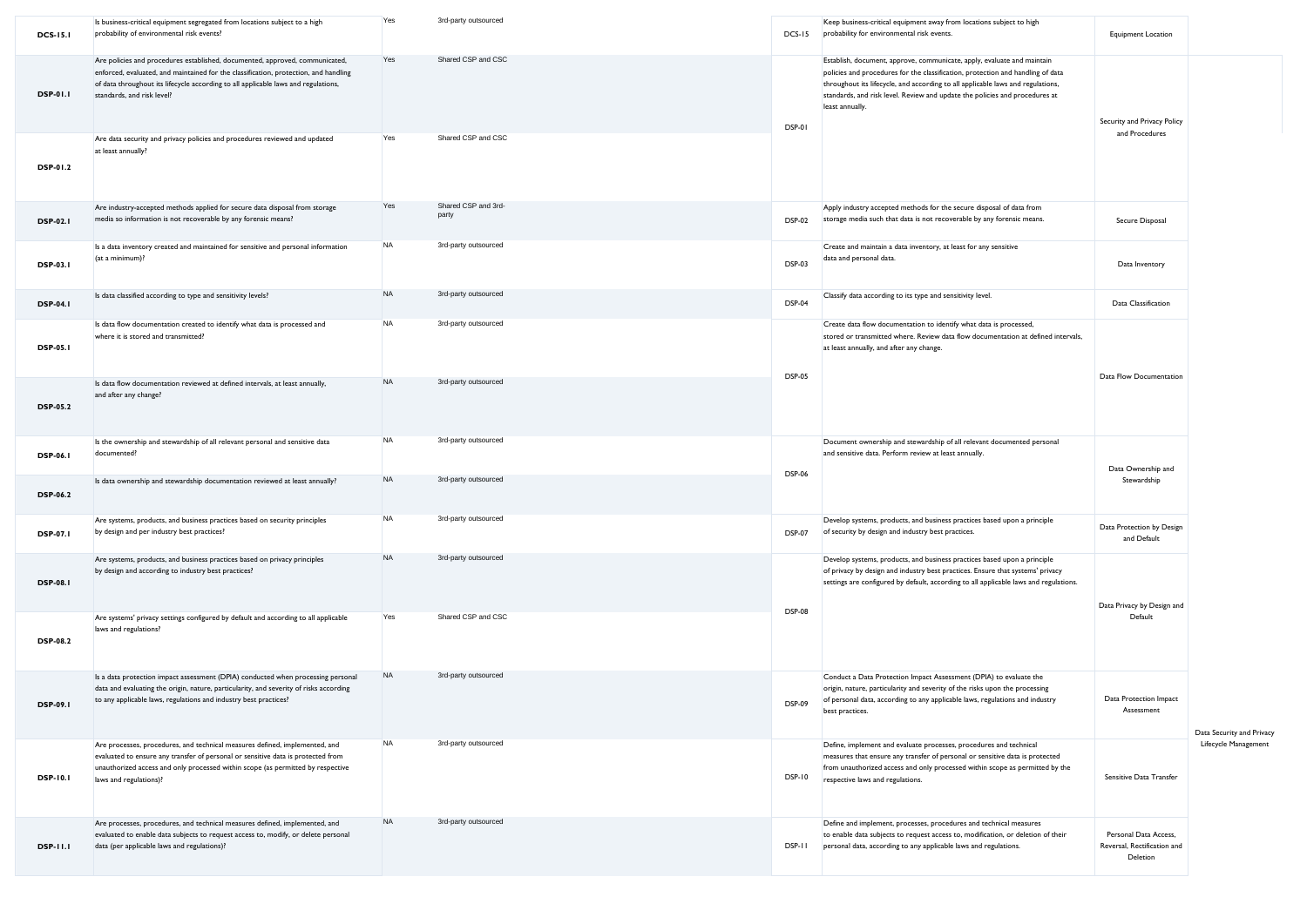| | | | | | | | |
|---|---|---|---|---|---|---|---|
| **DCS-15.1** | Is business-critical equipment segregated from locations subject to a high probability of environmental risk events? | Yes | 3rd-party outsourced | DCS-15 | Keep business-critical equipment away from locations subject to high probability for environmental risk events. | Equipment Location | |
| **DSP-01.1** | Are policies and procedures established, documented, approved, communicated, enforced, evaluated, and maintained for the classification, protection, and handling of data throughout its lifecycle according to all applicable laws and regulations, standards, and risk level? | Yes | Shared CSP and CSC | DSP-01 | Establish, document, approve, communicate, apply, evaluate and maintain policies and procedures for the classification, protection and handling of data throughout its lifecycle, and according to all applicable laws and regulations, standards, and risk level. Review and update the policies and procedures at least annually. | Security and Privacy Policy and Procedures | Data Security and Privacy Lifecycle Management |
| **DSP-01.2** | Are data security and privacy policies and procedures reviewed and updated at least annually? | Yes | Shared CSP and CSC | | | | |
| **DSP-02.1** | Are industry-accepted methods applied for secure data disposal from storage media so information is not recoverable by any forensic means? | Yes | Shared CSP and 3rd-party | DSP-02 | Apply industry accepted methods for the secure disposal of data from storage media such that data is not recoverable by any forensic means. | Secure Disposal | |
| **DSP-03.1** | Is a data inventory created and maintained for sensitive and personal information (at a minimum)? | NA | 3rd-party outsourced | DSP-03 | Create and maintain a data inventory, at least for any sensitive data and personal data. | Data Inventory | |
| **DSP-04.1** | Is data classified according to type and sensitivity levels? | NA | 3rd-party outsourced | DSP-04 | Classify data according to its type and sensitivity level. | Data Classification | |
| **DSP-05.1** | Is data flow documentation created to identify what data is processed and where it is stored and transmitted? | NA | 3rd-party outsourced | DSP-05 | Create data flow documentation to identify what data is processed, stored or transmitted where. Review data flow documentation at defined intervals, at least annually, and after any change. | Data Flow Documentation | |
| **DSP-05.2** | Is data flow documentation reviewed at defined intervals, at least annually, and after any change? | NA | 3rd-party outsourced | | | | |
| **DSP-06.1** | Is the ownership and stewardship of all relevant personal and sensitive data documented? | NA | 3rd-party outsourced | DSP-06 | Document ownership and stewardship of all relevant documented personal and sensitive data. Perform review at least annually. | Data Ownership and Stewardship | |
| **DSP-06.2** | Is data ownership and stewardship documentation reviewed at least annually? | NA | 3rd-party outsourced | | | | |
| **DSP-07.1** | Are systems, products, and business practices based on security principles by design and per industry best practices? | NA | 3rd-party outsourced | DSP-07 | Develop systems, products, and business practices based upon a principle of security by design and industry best practices. | Data Protection by Design and Default | |
| **DSP-08.1** | Are systems, products, and business practices based on privacy principles by design and according to industry best practices? | NA | 3rd-party outsourced | DSP-08 | Develop systems, products, and business practices based upon a principle of privacy by design and industry best practices. Ensure that systems' privacy settings are configured by default, according to all applicable laws and regulations. | Data Privacy by Design and Default | |
| **DSP-08.2** | Are systems' privacy settings configured by default and according to all applicable laws and regulations? | Yes | Shared CSP and CSC | | | | |
| **DSP-09.1** | Is a data protection impact assessment (DPIA) conducted when processing personal data and evaluating the origin, nature, particularity, and severity of risks according to any applicable laws, regulations and industry best practices? | NA | 3rd-party outsourced | DSP-09 | Conduct a Data Protection Impact Assessment (DPIA) to evaluate the origin, nature, particularity and severity of the risks upon the processing of personal data, according to any applicable laws, regulations and industry best practices. | Data Protection Impact Assessment | |
| **DSP-10.1** | Are processes, procedures, and technical measures defined, implemented, and evaluated to ensure any transfer of personal or sensitive data is protected from unauthorized access and only processed within scope (as permitted by respective laws and regulations)? | NA | 3rd-party outsourced | DSP-10 | Define, implement and evaluate processes, procedures and technical measures that ensure any transfer of personal or sensitive data is protected from unauthorized access and only processed within scope as permitted by the respective laws and regulations. | Sensitive Data Transfer | |
| **DSP-11.1** | Are processes, procedures, and technical measures defined, implemented, and evaluated to enable data subjects to request access to, modify, or delete personal data (per applicable laws and regulations)? | NA | 3rd-party outsourced | DSP-11 | Define and implement, processes, procedures and technical measures to enable data subjects to request access to, modification, or deletion of their personal data, according to any applicable laws and regulations. | Personal Data Access, Reversal, Rectification and Deletion | |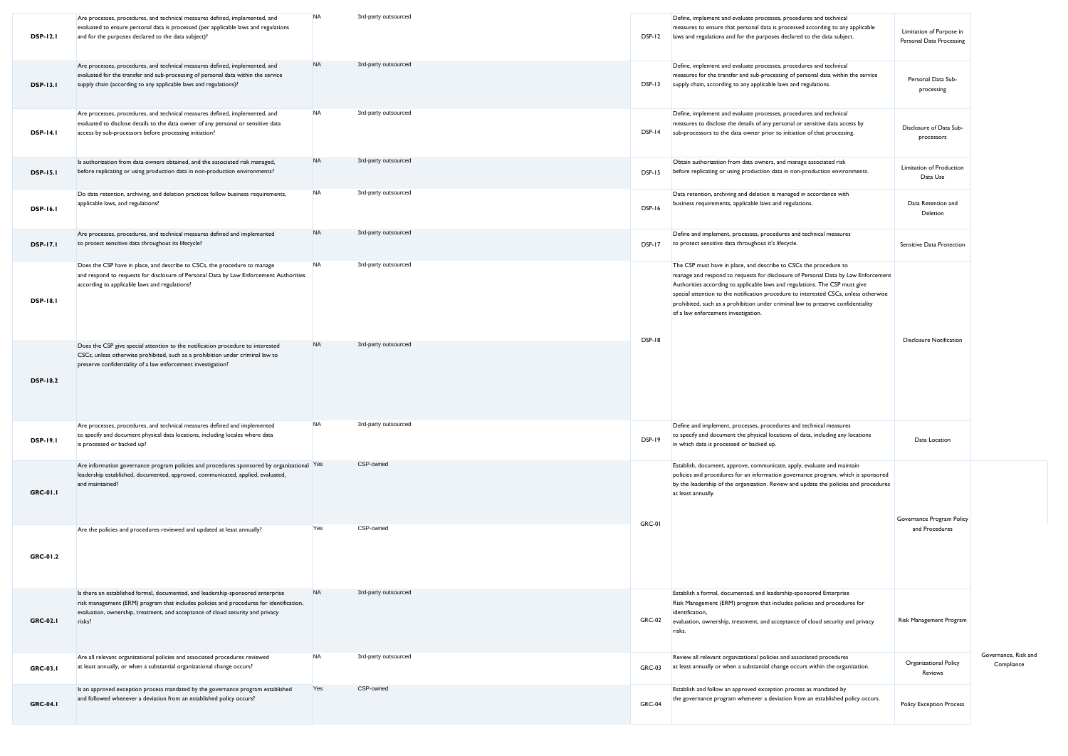| | | | | | | | |
|---|---|---|---|---|---|---|---|
| DSP-12.1 | Are processes, procedures, and technical measures defined, implemented, and evaluated to ensure personal data is processed (per applicable laws and regulations and for the purposes declared to the data subject)? | NA | 3rd-party outsourced | DSP-12 | Define, implement and evaluate processes, procedures and technical measures to ensure that personal data is processed according to any applicable laws and regulations and for the purposes declared to the data subject. | Limitation of Purpose in Personal Data Processing | |
| DSP-13.1 | Are processes, procedures, and technical measures defined, implemented, and evaluated for the transfer and sub-processing of personal data within the service supply chain (according to any applicable laws and regulations)? | NA | 3rd-party outsourced | DSP-13 | Define, implement and evaluate processes, procedures and technical measures for the transfer and sub-processing of personal data within the service supply chain, according to any applicable laws and regulations. | Personal Data Sub-processing | |
| DSP-14.1 | Are processes, procedures, and technical measures defined, implemented, and evaluated to disclose details to the data owner of any personal or sensitive data access by sub-processors before processing initiation? | NA | 3rd-party outsourced | DSP-14 | Define, implement and evaluate processes, procedures and technical measures to disclose the details of any personal or sensitive data access by sub-processors to the data owner prior to initiation of that processing. | Disclosure of Data Sub-processors | |
| DSP-15.1 | Is authorization from data owners obtained, and the associated risk managed, before replicating or using production data in non-production environments? | NA | 3rd-party outsourced | DSP-15 | Obtain authorization from data owners, and manage associated risk before replicating or using production data in non-production environments. | Limitation of Production Data Use | |
| DSP-16.1 | Do data retention, archiving, and deletion practices follow business requirements, applicable laws, and regulations? | NA | 3rd-party outsourced | DSP-16 | Data retention, archiving and deletion is managed in accordance with business requirements, applicable laws and regulations. | Data Retention and Deletion | |
| DSP-17.1 | Are processes, procedures, and technical measures defined and implemented to protect sensitive data throughout its lifecycle? | NA | 3rd-party outsourced | DSP-17 | Define and implement, processes, procedures and technical measures to protect sensitive data throughout it's lifecycle. | Sensitive Data Protection | |
| DSP-18.1 | Does the CSP have in place, and describe to CSCs, the procedure to manage and respond to requests for disclosure of Personal Data by Law Enforcement Authorities according to applicable laws and regulations? | NA | 3rd-party outsourced | DSP-18 | The CSP must have in place, and describe to CSCs the procedure to manage and respond to requests for disclosure of Personal Data by Law Enforcement Authorities according to applicable laws and regulations. The CSP must give special attention to the notification procedure to interested CSCs, unless otherwise prohibited, such as a prohibition under criminal law to preserve confidentiality of a law enforcement investigation. | Disclosure Notification | |
| DSP-18.2 | Does the CSP give special attention to the notification procedure to interested CSCs, unless otherwise prohibited, such as a prohibition under criminal law to preserve confidentiality of a law enforcement investigation? | NA | 3rd-party outsourced | | | | |
| DSP-19.1 | Are processes, procedures, and technical measures defined and implemented to specify and document physical data locations, including locales where data is processed or backed up? | NA | 3rd-party outsourced | DSP-19 | Define and implement, processes, procedures and technical measures to specify and document the physical locations of data, including any locations in which data is processed or backed up. | Data Location | |
| GRC-01.1 | Are information governance program policies and procedures sponsored by organizational leadership established, documented, approved, communicated, applied, evaluated, and maintained? | Yes | CSP-owned | GRC-01 | Establish, document, approve, communicate, apply, evaluate and maintain policies and procedures for an information governance program, which is sponsored by the leadership of the organization. Review and update the policies and procedures at least annually. | Governance Program Policy and Procedures | Governance, Risk and Compliance |
| GRC-01.2 | Are the policies and procedures reviewed and updated at least annually? | Yes | CSP-owned | | | | |
| GRC-02.1 | Is there an established formal, documented, and leadership-sponsored enterprise risk management (ERM) program that includes policies and procedures for identification, evaluation, ownership, treatment, and acceptance of cloud security and privacy risks? | NA | 3rd-party outsourced | GRC-02 | Establish a formal, documented, and leadership-sponsored Enterprise Risk Management (ERM) program that includes policies and procedures for identification, evaluation, ownership, treatment, and acceptance of cloud security and privacy risks. | Risk Management Program | |
| GRC-03.1 | Are all relevant organizational policies and associated procedures reviewed at least annually, or when a substantial organizational change occurs? | NA | 3rd-party outsourced | GRC-03 | Review all relevant organizational policies and associated procedures at least annually or when a substantial change occurs within the organization. | Organizational Policy Reviews | |
| GRC-04.1 | Is an approved exception process mandated by the governance program established and followed whenever a deviation from an established policy occurs? | Yes | CSP-owned | GRC-04 | Establish and follow an approved exception process as mandated by the governance program whenever a deviation from an established policy occurs. | Policy Exception Process | |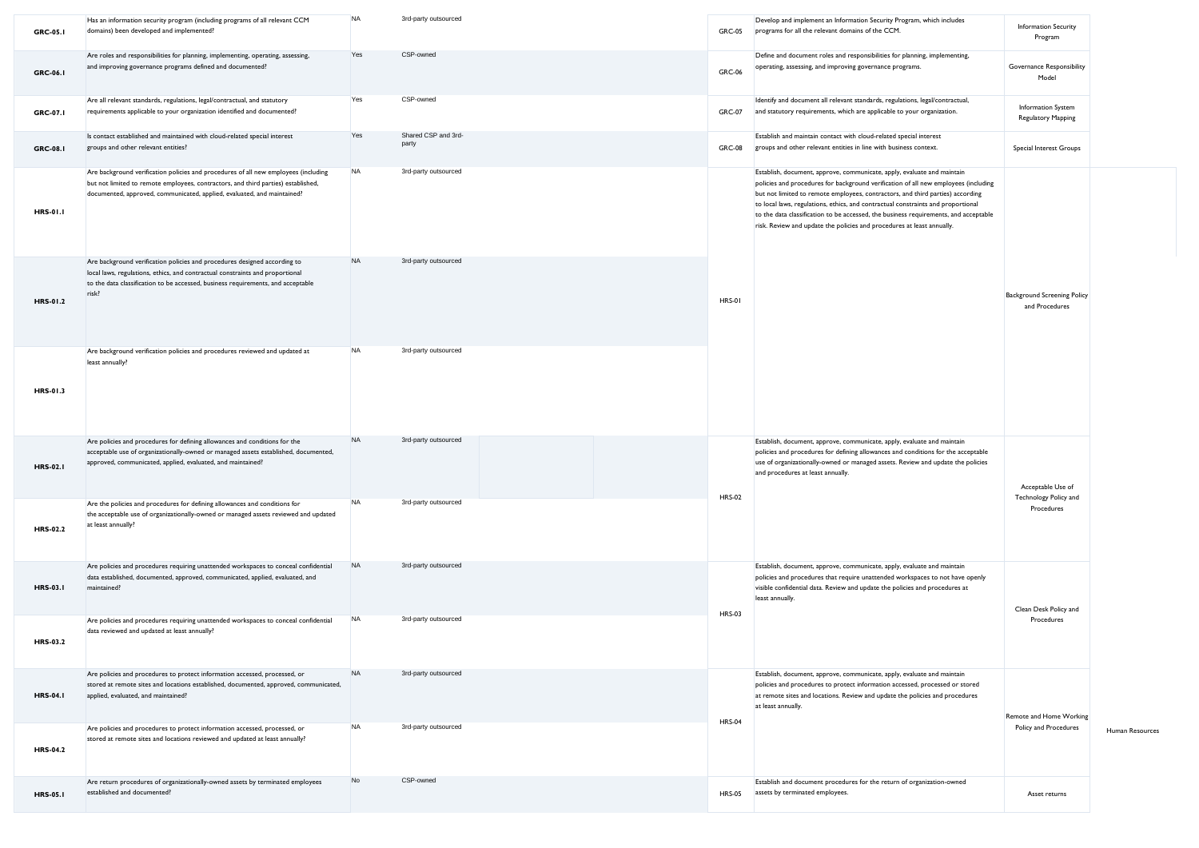| Question ID | Question | CSP CAIQ Answer | SSRM Control Ownership | CSP Implementation Description | CSC Responsibilities | Control ID | Control Specification | Control Title | Domain Title |
|---|---|---|---|---|---|---|---|---|---|
| **GRC-05.1** | Has an information security program (including programs of all relevant CCM domains) been developed and implemented? | NA | 3rd-party outsourced | | | GRC-05 | Develop and implement an Information Security Program, which includes programs for all the relevant domains of the CCM. | Information Security Program | |
| **GRC-06.1** | Are roles and responsibilities for planning, implementing, operating, assessing, and improving governance programs defined and documented? | Yes | CSP-owned | | | GRC-06 | Define and document roles and responsibilities for planning, implementing, operating, assessing, and improving governance programs. | Governance Responsibility Model | |
| **GRC-07.1** | Are all relevant standards, regulations, legal/contractual, and statutory requirements applicable to your organization identified and documented? | Yes | CSP-owned | | | GRC-07 | Identify and document all relevant standards, regulations, legal/contractual, and statutory requirements, which are applicable to your organization. | Information System Regulatory Mapping | |
| **GRC-08.1** | Is contact established and maintained with cloud-related special interest groups and other relevant entities? | Yes | Shared CSP and 3rd-party | | | GRC-08 | Establish and maintain contact with cloud-related special interest groups and other relevant entities in line with business context. | Special Interest Groups | |
| **HRS-01.1** | Are background verification policies and procedures of all new employees (including but not limited to remote employees, contractors, and third parties) established, documented, approved, communicated, applied, evaluated, and maintained? | NA | 3rd-party outsourced | | | HRS-01 | Establish, document, approve, communicate, apply, evaluate and maintain policies and procedures for background verification of all new employees (including but not limited to remote employees, contractors, and third parties) according to local laws, regulations, ethics, and contractual constraints and proportional to the data classification to be accessed, the business requirements, and acceptable risk. Review and update the policies and procedures at least annually. | Background Screening Policy and Procedures | Human Resources |
| **HRS-01.2** | Are background verification policies and procedures designed according to local laws, regulations, ethics, and contractual constraints and proportional to the data classification to be accessed, business requirements, and acceptable risk? | NA | 3rd-party outsourced | | | | | | |
| **HRS-01.3** | Are background verification policies and procedures reviewed and updated at least annually? | NA | 3rd-party outsourced | | | | | | |
| **HRS-02.1** | Are policies and procedures for defining allowances and conditions for the acceptable use of organizationally-owned or managed assets established, documented, approved, communicated, applied, evaluated, and maintained? | NA | 3rd-party outsourced | | | HRS-02 | Establish, document, approve, communicate, apply, evaluate and maintain policies and procedures for defining allowances and conditions for the acceptable use of organizationally-owned or managed assets. Review and update the policies and procedures at least annually. | Acceptable Use of Technology Policy and Procedures | |
| **HRS-02.2** | Are the policies and procedures for defining allowances and conditions for the acceptable use of organizationally-owned or managed assets reviewed and updated at least annually? | NA | 3rd-party outsourced | | | | | | |
| **HRS-03.1** | Are policies and procedures requiring unattended workspaces to conceal confidential data established, documented, approved, communicated, applied, evaluated, and maintained? | NA | 3rd-party outsourced | | | HRS-03 | Establish, document, approve, communicate, apply, evaluate and maintain policies and procedures that require unattended workspaces to not have openly visible confidential data. Review and update the policies and procedures at least annually. | Clean Desk Policy and Procedures | |
| **HRS-03.2** | Are policies and procedures requiring unattended workspaces to conceal confidential data reviewed and updated at least annually? | NA | 3rd-party outsourced | | | | | | |
| **HRS-04.1** | Are policies and procedures to protect information accessed, processed, or stored at remote sites and locations established, documented, approved, communicated, applied, evaluated, and maintained? | NA | 3rd-party outsourced | | | HRS-04 | Establish, document, approve, communicate, apply, evaluate and maintain policies and procedures to protect information accessed, processed or stored at remote sites and locations. Review and update the policies and procedures at least annually. | Remote and Home Working Policy and Procedures | |
| **HRS-04.2** | Are policies and procedures to protect information accessed, processed, or stored at remote sites and locations reviewed and updated at least annually? | NA | 3rd-party outsourced | | | | | | |
| **HRS-05.1** | Are return procedures of organizationally-owned assets by terminated employees established and documented? | No | CSP-owned | | | HRS-05 | Establish and document procedures for the return of organization-owned assets by terminated employees. | Asset returns | |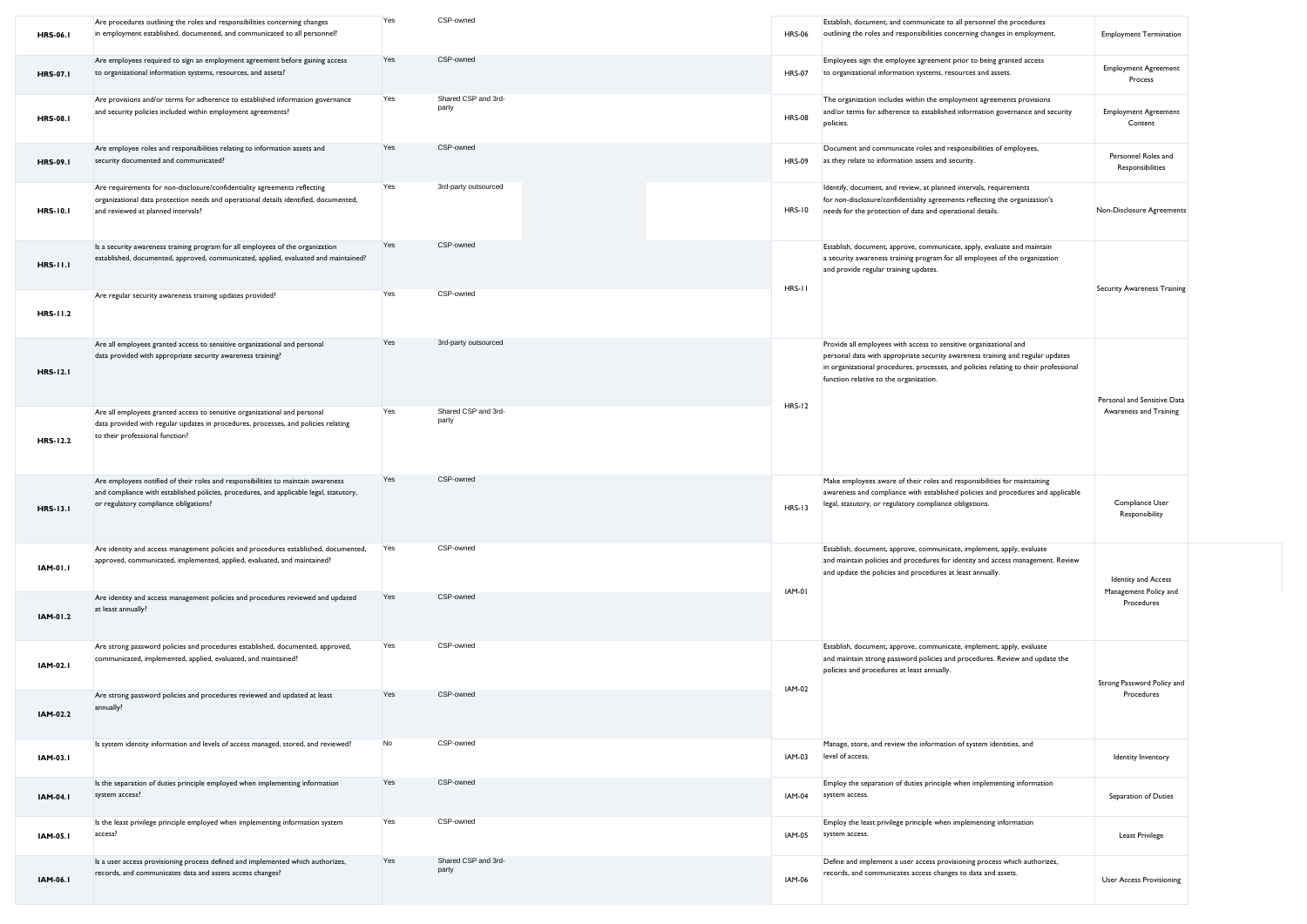| Question ID | Question | CSP CAIQ Answer | SSRM Control Ownership | | | Control ID | Control Specification | Control Title |
|---|---|---|---|---|---|---|---|---|
| **HRS-06.1** | Are procedures outlining the roles and responsibilities concerning changes in employment established, documented, and communicated to all personnel? | Yes | CSP-owned | | | HRS-06 | Establish, document, and communicate to all personnel the procedures outlining the roles and responsibilities concerning changes in employment. | Employment Termination |
| **HRS-07.1** | Are employees required to sign an employment agreement before gaining access to organizational information systems, resources, and assets? | Yes | CSP-owned | | | HRS-07 | Employees sign the employee agreement prior to being granted access to organizational information systems, resources and assets. | Employment Agreement Process |
| **HRS-08.1** | Are provisions and/or terms for adherence to established information governance and security policies included within employment agreements? | Yes | Shared CSP and 3rd-party | | | HRS-08 | The organization includes within the employment agreements provisions and/or terms for adherence to established information governance and security policies. | Employment Agreement Content |
| **HRS-09.1** | Are employee roles and responsibilities relating to information assets and security documented and communicated? | Yes | CSP-owned | | | HRS-09 | Document and communicate roles and responsibilities of employees, as they relate to information assets and security. | Personnel Roles and Responsibilities |
| **HRS-10.1** | Are requirements for non-disclosure/confidentiality agreements reflecting organizational data protection needs and operational details identified, documented, and reviewed at planned intervals? | Yes | 3rd-party outsourced | | | HRS-10 | Identify, document, and review, at planned intervals, requirements for non-disclosure/confidentiality agreements reflecting the organization's needs for the protection of data and operational details. | Non-Disclosure Agreements |
| **HRS-11.1** | Is a security awareness training program for all employees of the organization established, documented, approved, communicated, applied, evaluated and maintained? | Yes | CSP-owned | | | HRS-11 | Establish, document, approve, communicate, apply, evaluate and maintain a security awareness training program for all employees of the organization and provide regular training updates. | Security Awareness Training |
| **HRS-11.2** | Are regular security awareness training updates provided? | Yes | CSP-owned | | | | | |
| **HRS-12.1** | Are all employees granted access to sensitive organizational and personal data provided with appropriate security awareness training? | Yes | 3rd-party outsourced | | | HRS-12 | Provide all employees with access to sensitive organizational and personal data with appropriate security awareness training and regular updates in organizational procedures, processes, and policies relating to their professional function relative to the organization. | Personal and Sensitive Data Awareness and Training |
| **HRS-12.2** | Are all employees granted access to sensitive organizational and personal data provided with regular updates in procedures, processes, and policies relating to their professional function? | Yes | Shared CSP and 3rd-party | | | | | |
| **HRS-13.1** | Are employees notified of their roles and responsibilities to maintain awareness and compliance with established policies, procedures, and applicable legal, statutory, or regulatory compliance obligations? | Yes | CSP-owned | | | HRS-13 | Make employees aware of their roles and responsibilities for maintaining awareness and compliance with established policies and procedures and applicable legal, statutory, or regulatory compliance obligations. | Compliance User Responsibility |
| **IAM-01.1** | Are identity and access management policies and procedures established, documented, approved, communicated, implemented, applied, evaluated, and maintained? | Yes | CSP-owned | | | IAM-01 | Establish, document, approve, communicate, implement, apply, evaluate and maintain policies and procedures for identity and access management. Review and update the policies and procedures at least annually. | Identity and Access Management Policy and Procedures |
| **IAM-01.2** | Are identity and access management policies and procedures reviewed and updated at least annually? | Yes | CSP-owned | | | | | |
| **IAM-02.1** | Are strong password policies and procedures established, documented, approved, communicated, implemented, applied, evaluated, and maintained? | Yes | CSP-owned | | | IAM-02 | Establish, document, approve, communicate, implement, apply, evaluate and maintain strong password policies and procedures. Review and update the policies and procedures at least annually. | Strong Password Policy and Procedures |
| **IAM-02.2** | Are strong password policies and procedures reviewed and updated at least annually? | Yes | CSP-owned | | | | | |
| **IAM-03.1** | Is system identity information and levels of access managed, stored, and reviewed? | No | CSP-owned | | | IAM-03 | Manage, store, and review the information of system identities, and level of access. | Identity Inventory |
| **IAM-04.1** | Is the separation of duties principle employed when implementing information system access? | Yes | CSP-owned | | | IAM-04 | Employ the separation of duties principle when implementing information system access. | Separation of Duties |
| **IAM-05.1** | Is the least privilege principle employed when implementing information system access? | Yes | CSP-owned | | | IAM-05 | Employ the least privilege principle when implementing information system access. | Least Privilege |
| **IAM-06.1** | Is a user access provisioning process defined and implemented which authorizes, records, and communicates data and assets access changes? | Yes | Shared CSP and 3rd-party | | | IAM-06 | Define and implement a user access provisioning process which authorizes, records, and communicates access changes to data and assets. | User Access Provisioning |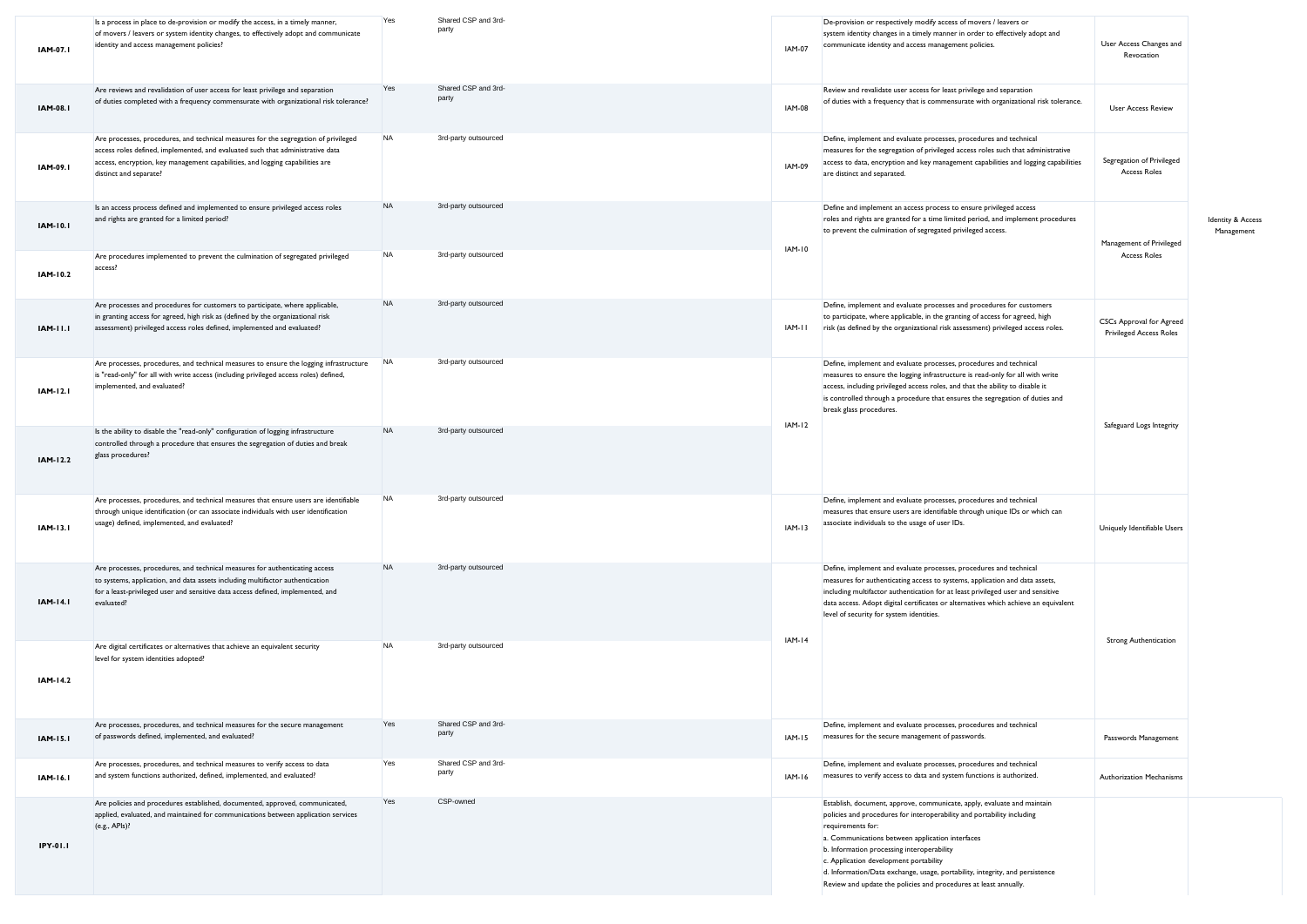| | | | | | | | | |
|---|---|---|---|---|---|---|---|---|
| **IAM-07.1** | Is a process in place to de-provision or modify the access, in a timely manner, of movers / leavers or system identity changes, to effectively adopt and communicate identity and access management policies? | Yes | Shared CSP and 3rd-party | | IAM-07 | De-provision or respectively modify access of movers / leavers or system identity changes in a timely manner in order to effectively adopt and communicate identity and access management policies. | User Access Changes and Revocation | Identity & Access Management |
| **IAM-08.1** | Are reviews and revalidation of user access for least privilege and separation of duties completed with a frequency commensurate with organizational risk tolerance? | Yes | Shared CSP and 3rd-party | | IAM-08 | Review and revalidate user access for least privilege and separation of duties with a frequency that is commensurate with organizational risk tolerance. | User Access Review | |
| **IAM-09.1** | Are processes, procedures, and technical measures for the segregation of privileged access roles defined, implemented, and evaluated such that administrative data access, encryption, key management capabilities, and logging capabilities are distinct and separate? | NA | 3rd-party outsourced | | IAM-09 | Define, implement and evaluate processes, procedures and technical measures for the segregation of privileged access roles such that administrative access to data, encryption and key management capabilities and logging capabilities are distinct and separated. | Segregation of Privileged Access Roles | |
| **IAM-10.1** | Is an access process defined and implemented to ensure privileged access roles and rights are granted for a limited period? | NA | 3rd-party outsourced | | IAM-10 | Define and implement an access process to ensure privileged access roles and rights are granted for a time limited period, and implement procedures to prevent the culmination of segregated privileged access. | Management of Privileged Access Roles | |
| **IAM-10.2** | Are procedures implemented to prevent the culmination of segregated privileged access? | NA | 3rd-party outsourced | | | | | |
| **IAM-11.1** | Are processes and procedures for customers to participate, where applicable, in granting access for agreed, high risk as (defined by the organizational risk assessment) privileged access roles defined, implemented and evaluated? | NA | 3rd-party outsourced | | IAM-11 | Define, implement and evaluate processes and procedures for customers to participate, where applicable, in the granting of access for agreed, high risk (as defined by the organizational risk assessment) privileged access roles. | CSCs Approval for Agreed Privileged Access Roles | |
| **IAM-12.1** | Are processes, procedures, and technical measures to ensure the logging infrastructure is "read-only" for all with write access (including privileged access roles) defined, implemented, and evaluated? | NA | 3rd-party outsourced | | IAM-12 | Define, implement and evaluate processes, procedures and technical measures to ensure the logging infrastructure is read-only for all with write access, including privileged access roles, and that the ability to disable it is controlled through a procedure that ensures the segregation of duties and break glass procedures. | Safeguard Logs Integrity | |
| **IAM-12.2** | Is the ability to disable the "read-only" configuration of logging infrastructure controlled through a procedure that ensures the segregation of duties and break glass procedures? | NA | 3rd-party outsourced | | | | | |
| **IAM-13.1** | Are processes, procedures, and technical measures that ensure users are identifiable through unique identification (or can associate individuals with user identification usage) defined, implemented, and evaluated? | NA | 3rd-party outsourced | | IAM-13 | Define, implement and evaluate processes, procedures and technical measures that ensure users are identifiable through unique IDs or which can associate individuals to the usage of user IDs. | Uniquely Identifiable Users | |
| **IAM-14.1** | Are processes, procedures, and technical measures for authenticating access to systems, application, and data assets including multifactor authentication for a least-privileged user and sensitive data access defined, implemented, and evaluated? | NA | 3rd-party outsourced | | IAM-14 | Define, implement and evaluate processes, procedures and technical measures for authenticating access to systems, application and data assets, including multifactor authentication for at least privileged user and sensitive data access. Adopt digital certificates or alternatives which achieve an equivalent level of security for system identities. | Strong Authentication | |
| **IAM-14.2** | Are digital certificates or alternatives that achieve an equivalent security level for system identities adopted? | NA | 3rd-party outsourced | | | | | |
| **IAM-15.1** | Are processes, procedures, and technical measures for the secure management of passwords defined, implemented, and evaluated? | Yes | Shared CSP and 3rd-party | | IAM-15 | Define, implement and evaluate processes, procedures and technical measures for the secure management of passwords. | Passwords Management | |
| **IAM-16.1** | Are processes, procedures, and technical measures to verify access to data and system functions authorized, defined, implemented, and evaluated? | Yes | Shared CSP and 3rd-party | | IAM-16 | Define, implement and evaluate processes, procedures and technical measures to verify access to data and system functions is authorized. | Authorization Mechanisms | |
| **IPY-01.1** | Are policies and procedures established, documented, approved, communicated, applied, evaluated, and maintained for communications between application services (e.g., APIs)? | Yes | CSP-owned | | | Establish, document, approve, communicate, apply, evaluate and maintain policies and procedures for interoperability and portability including requirements for:<br>a. Communications between application interfaces<br>b. Information processing interoperability<br>c. Application development portability<br>d. Information/Data exchange, usage, portability, integrity, and persistence<br>Review and update the policies and procedures at least annually. | | |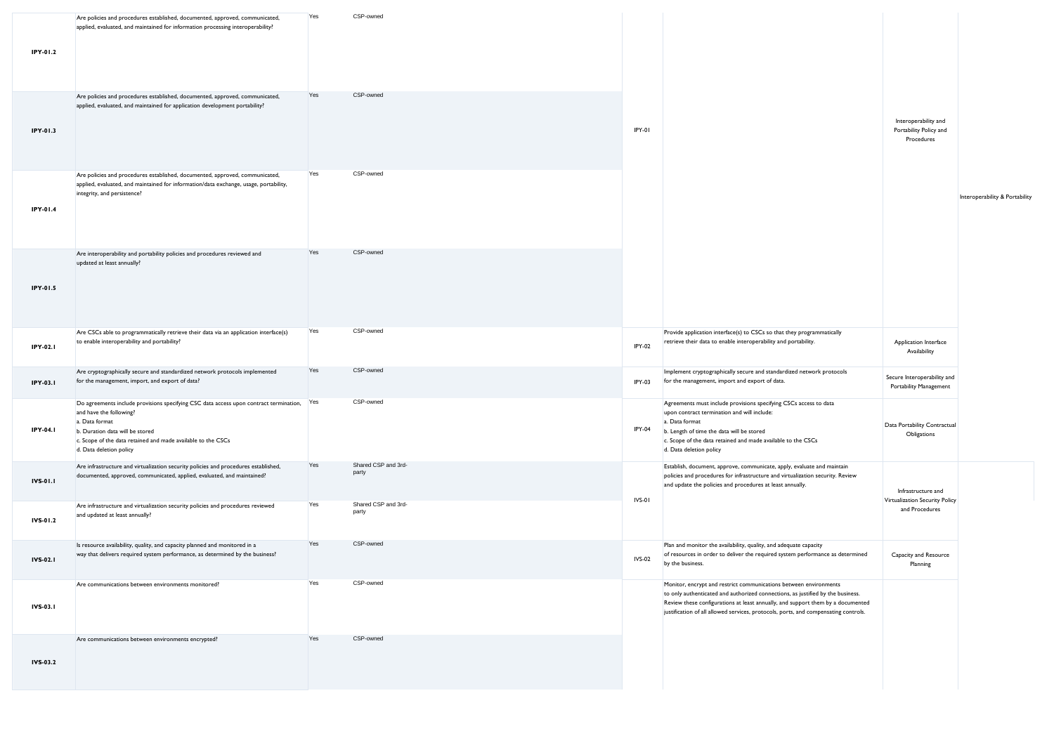| Question ID | Question | CSP CAIQ Answer | SSRM Control Ownership | | | | Control ID | Control Specification | Control Title | Domain Title |
|---|---|---|---|---|---|---|---|---|---|---|
| IPY-01.2 | Are policies and procedures established, documented, approved, communicated, applied, evaluated, and maintained for information processing interoperability? | Yes | CSP-owned | | | | IPY-01 | | Interoperability and Portability Policy and Procedures | Interoperability & Portability |
| IPY-01.3 | Are policies and procedures established, documented, approved, communicated, applied, evaluated, and maintained for application development portability? | Yes | CSP-owned | | | | | | | |
| IPY-01.4 | Are policies and procedures established, documented, approved, communicated, applied, evaluated, and maintained for information/data exchange, usage, portability, integrity, and persistence? | Yes | CSP-owned | | | | | | | |
| IPY-01.5 | Are interoperability and portability policies and procedures reviewed and updated at least annually? | Yes | CSP-owned | | | | | | | |
| IPY-02.1 | Are CSCs able to programmatically retrieve their data via an application interface(s) to enable interoperability and portability? | Yes | CSP-owned | | | | IPY-02 | Provide application interface(s) to CSCs so that they programmatically retrieve their data to enable interoperability and portability. | Application Interface Availability | |
| IPY-03.1 | Are cryptographically secure and standardized network protocols implemented for the management, import, and export of data? | Yes | CSP-owned | | | | IPY-03 | Implement cryptographically secure and standardized network protocols for the management, import and export of data. | Secure Interoperability and Portability Management | |
| IPY-04.1 | Do agreements include provisions specifying CSC data access upon contract termination, and have the following?<br>a. Data format<br>b. Duration data will be stored<br>c. Scope of the data retained and made available to the CSCs<br>d. Data deletion policy | Yes | CSP-owned | | | | IPY-04 | Agreements must include provisions specifying CSCs access to data upon contract termination and will include:<br>a. Data format<br>b. Length of time the data will be stored<br>c. Scope of the data retained and made available to the CSCs<br>d. Data deletion policy | Data Portability Contractual Obligations | |
| IVS-01.1 | Are infrastructure and virtualization security policies and procedures established, documented, approved, communicated, applied, evaluated, and maintained? | Yes | Shared CSP and 3rd-party | | | | IVS-01 | Establish, document, approve, communicate, apply, evaluate and maintain policies and procedures for infrastructure and virtualization security. Review and update the policies and procedures at least annually. | Infrastructure and Virtualization Security Policy and Procedures | |
| IVS-01.2 | Are infrastructure and virtualization security policies and procedures reviewed and updated at least annually? | Yes | Shared CSP and 3rd-party | | | | | | | |
| IVS-02.1 | Is resource availability, quality, and capacity planned and monitored in a way that delivers required system performance, as determined by the business? | Yes | CSP-owned | | | | IVS-02 | Plan and monitor the availability, quality, and adequate capacity of resources in order to deliver the required system performance as determined by the business. | Capacity and Resource Planning | |
| IVS-03.1 | Are communications between environments monitored? | Yes | CSP-owned | | | | IVS-03 | Monitor, encrypt and restrict communications between environments to only authenticated and authorized connections, as justified by the business. Review these configurations at least annually, and support them by a documented justification of all allowed services, protocols, ports, and compensating controls. | | |
| IVS-03.2 | Are communications between environments encrypted? | Yes | CSP-owned | | | | | | | |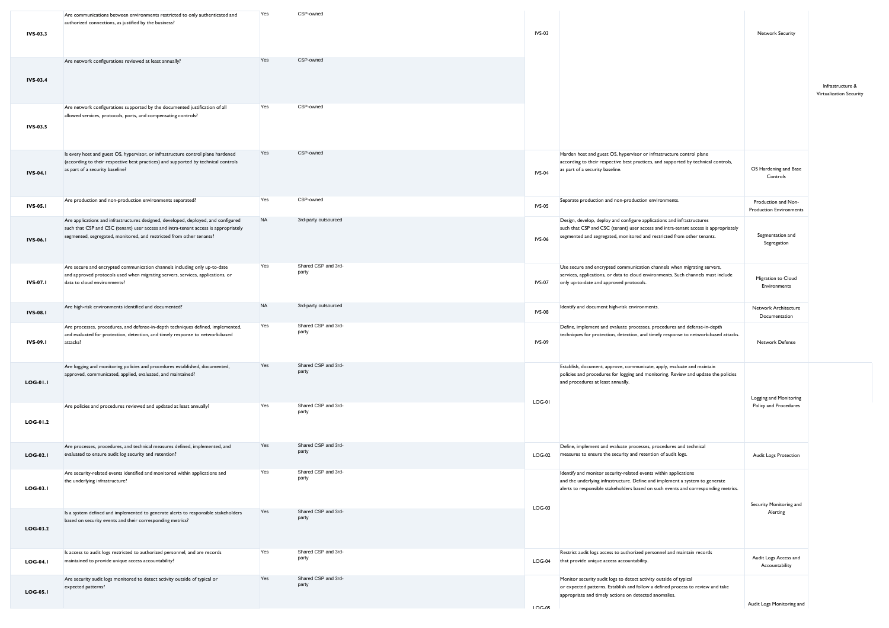| | | | | | | | |
|---|---|---|---|---|---|---|---|
| IVS-03.3 | Are communications between environments restricted to only authenticated and authorized connections, as justified by the business? | Yes | CSP-owned | IVS-03 | | Network Security | Infrastructure & Virtualization Security |
| IVS-03.4 | Are network configurations reviewed at least annually? | Yes | CSP-owned | | | | |
| IVS-03.5 | Are network configurations supported by the documented justification of all allowed services, protocols, ports, and compensating controls? | Yes | CSP-owned | | | | |
| IVS-04.1 | Is every host and guest OS, hypervisor, or infrastructure control plane hardened (according to their respective best practices) and supported by technical controls as part of a security baseline? | Yes | CSP-owned | IVS-04 | Harden host and guest OS, hypervisor or infrastructure control plane according to their respective best practices, and supported by technical controls, as part of a security baseline. | OS Hardening and Base Controls | |
| IVS-05.1 | Are production and non-production environments separated? | Yes | CSP-owned | IVS-05 | Separate production and non-production environments. | Production and Non-Production Environments | |
| IVS-06.1 | Are applications and infrastructures designed, developed, deployed, and configured such that CSP and CSC (tenant) user access and intra-tenant access is appropriately segmented, segregated, monitored, and restricted from other tenants? | NA | 3rd-party outsourced | IVS-06 | Design, develop, deploy and configure applications and infrastructures such that CSP and CSC (tenant) user access and intra-tenant access is appropriately segmented and segregated, monitored and restricted from other tenants. | Segmentation and Segregation | |
| IVS-07.1 | Are secure and encrypted communication channels including only up-to-date and approved protocols used when migrating servers, services, applications, or data to cloud environments? | Yes | Shared CSP and 3rd-party | IVS-07 | Use secure and encrypted communication channels when migrating servers, services, applications, or data to cloud environments. Such channels must include only up-to-date and approved protocols. | Migration to Cloud Environments | |
| IVS-08.1 | Are high-risk environments identified and documented? | NA | 3rd-party outsourced | IVS-08 | Identify and document high-risk environments. | Network Architecture Documentation | |
| IVS-09.1 | Are processes, procedures, and defense-in-depth techniques defined, implemented, and evaluated for protection, detection, and timely response to network-based attacks? | Yes | Shared CSP and 3rd-party | IVS-09 | Define, implement and evaluate processes, procedures and defense-in-depth techniques for protection, detection, and timely response to network-based attacks. | Network Defense | |
| LOG-01.1 | Are logging and monitoring policies and procedures established, documented, approved, communicated, applied, evaluated, and maintained? | Yes | Shared CSP and 3rd-party | LOG-01 | Establish, document, approve, communicate, apply, evaluate and maintain policies and procedures for logging and monitoring. Review and update the policies and procedures at least annually. | Logging and Monitoring Policy and Procedures | |
| LOG-01.2 | Are policies and procedures reviewed and updated at least annually? | Yes | Shared CSP and 3rd-party | | | | |
| LOG-02.1 | Are processes, procedures, and technical measures defined, implemented, and evaluated to ensure audit log security and retention? | Yes | Shared CSP and 3rd-party | LOG-02 | Define, implement and evaluate processes, procedures and technical measures to ensure the security and retention of audit logs. | Audit Logs Protection | |
| LOG-03.1 | Are security-related events identified and monitored within applications and the underlying infrastructure? | Yes | Shared CSP and 3rd-party | LOG-03 | Identify and monitor security-related events within applications and the underlying infrastructure. Define and implement a system to generate alerts to responsible stakeholders based on such events and corresponding metrics. | Security Monitoring and Alerting | |
| LOG-03.2 | Is a system defined and implemented to generate alerts to responsible stakeholders based on security events and their corresponding metrics? | Yes | Shared CSP and 3rd-party | | | | |
| LOG-04.1 | Is access to audit logs restricted to authorized personnel, and are records maintained to provide unique access accountability? | Yes | Shared CSP and 3rd-party | LOG-04 | Restrict audit logs access to authorized personnel and maintain records that provide unique access accountability. | Audit Logs Access and Accountability | |
| LOG-05.1 | Are security audit logs monitored to detect activity outside of typical or expected patterns? | Yes | Shared CSP and 3rd-party | LOG-05 | Monitor security audit logs to detect activity outside of typical or expected patterns. Establish and follow a defined process to review and take appropriate and timely actions on detected anomalies. | Audit Logs Monitoring and | |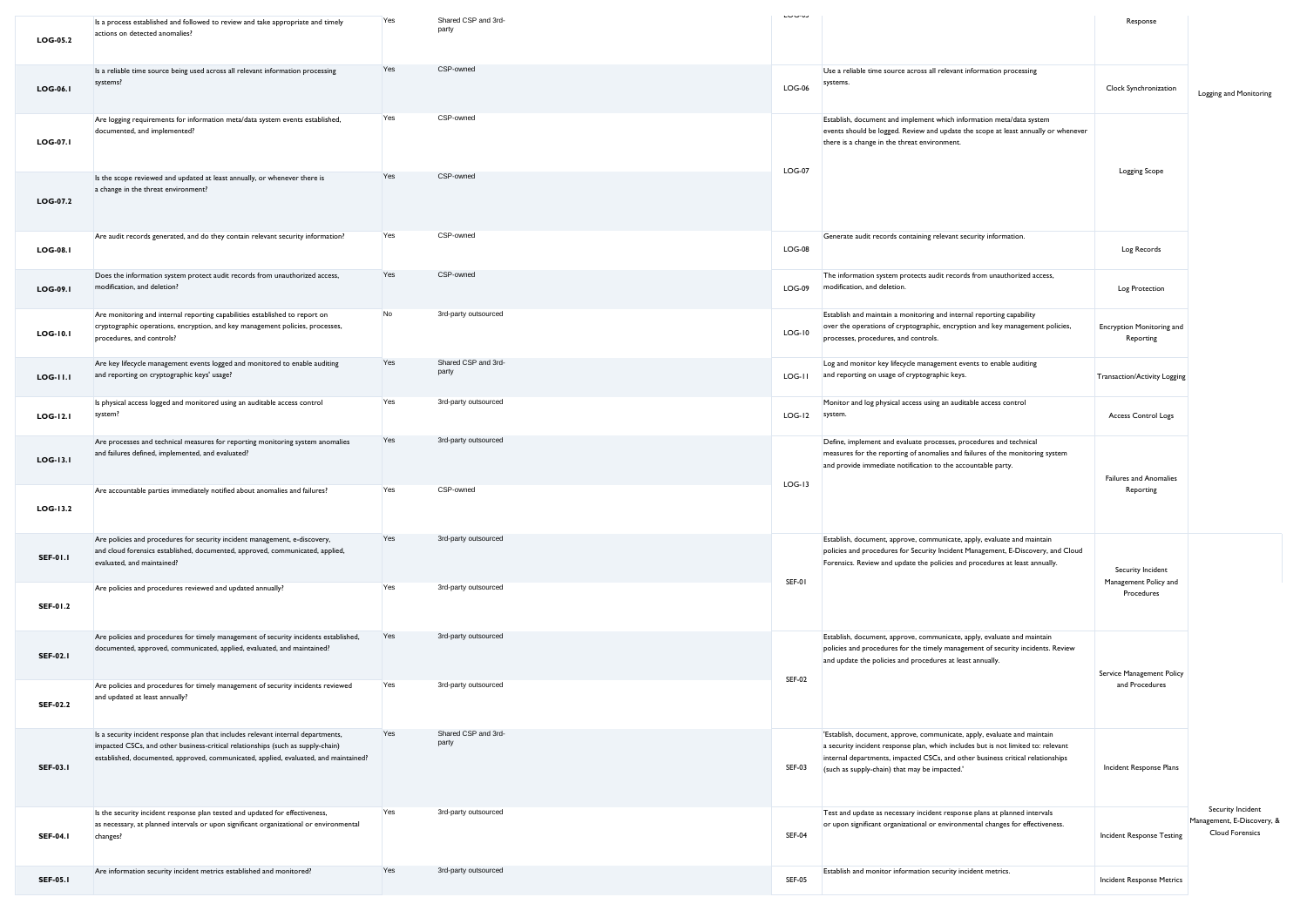| Question ID | Question | CSP CAIQ Answer | SSRM Control Ownership | | Control ID | Control Specification | Control Title | Control Domain |
|---|---|---|---|---|---|---|---|---|
| LOG-05.2 | Is a process established and followed to review and take appropriate and timely actions on detected anomalies? | Yes | Shared CSP and 3rd-party | | LOG-05 | | Response | |
| LOG-06.1 | Is a reliable time source being used across all relevant information processing systems? | Yes | CSP-owned | | LOG-06 | Use a reliable time source across all relevant information processing systems. | Clock Synchronization | Logging and Monitoring |
| LOG-07.1 | Are logging requirements for information meta/data system events established, documented, and implemented? | Yes | CSP-owned | | LOG-07 | Establish, document and implement which information meta/data system events should be logged. Review and update the scope at least annually or whenever there is a change in the threat environment. | Logging Scope | |
| LOG-07.2 | Is the scope reviewed and updated at least annually, or whenever there is a change in the threat environment? | Yes | CSP-owned | | | | | |
| LOG-08.1 | Are audit records generated, and do they contain relevant security information? | Yes | CSP-owned | | LOG-08 | Generate audit records containing relevant security information. | Log Records | |
| LOG-09.1 | Does the information system protect audit records from unauthorized access, modification, and deletion? | Yes | CSP-owned | | LOG-09 | The information system protects audit records from unauthorized access, modification, and deletion. | Log Protection | |
| LOG-10.1 | Are monitoring and internal reporting capabilities established to report on cryptographic operations, encryption, and key management policies, processes, procedures, and controls? | No | 3rd-party outsourced | | LOG-10 | Establish and maintain a monitoring and internal reporting capability over the operations of cryptographic, encryption and key management policies, processes, procedures, and controls. | Encryption Monitoring and Reporting | |
| LOG-11.1 | Are key lifecycle management events logged and monitored to enable auditing and reporting on cryptographic keys' usage? | Yes | Shared CSP and 3rd-party | | LOG-11 | Log and monitor key lifecycle management events to enable auditing and reporting on usage of cryptographic keys. | Transaction/Activity Logging | |
| LOG-12.1 | Is physical access logged and monitored using an auditable access control system? | Yes | 3rd-party outsourced | | LOG-12 | Monitor and log physical access using an auditable access control system. | Access Control Logs | |
| LOG-13.1 | Are processes and technical measures for reporting monitoring system anomalies and failures defined, implemented, and evaluated? | Yes | 3rd-party outsourced | | LOG-13 | Define, implement and evaluate processes, procedures and technical measures for the reporting of anomalies and failures of the monitoring system and provide immediate notification to the accountable party. | Failures and Anomalies Reporting | |
| LOG-13.2 | Are accountable parties immediately notified about anomalies and failures? | Yes | CSP-owned | | | | | |
| SEF-01.1 | Are policies and procedures for security incident management, e-discovery, and cloud forensics established, documented, approved, communicated, applied, evaluated, and maintained? | Yes | 3rd-party outsourced | | SEF-01 | Establish, document, approve, communicate, apply, evaluate and maintain policies and procedures for Security Incident Management, E-Discovery, and Cloud Forensics. Review and update the policies and procedures at least annually. | Security Incident Management Policy and Procedures | Security Incident Management, E-Discovery, & Cloud Forensics |
| SEF-01.2 | Are policies and procedures reviewed and updated annually? | Yes | 3rd-party outsourced | | | | | |
| SEF-02.1 | Are policies and procedures for timely management of security incidents established, documented, approved, communicated, applied, evaluated, and maintained? | Yes | 3rd-party outsourced | | SEF-02 | Establish, document, approve, communicate, apply, evaluate and maintain policies and procedures for the timely management of security incidents. Review and update the policies and procedures at least annually. | Service Management Policy and Procedures | |
| SEF-02.2 | Are policies and procedures for timely management of security incidents reviewed and updated at least annually? | Yes | 3rd-party outsourced | | | | | |
| SEF-03.1 | Is a security incident response plan that includes relevant internal departments, impacted CSCs, and other business-critical relationships (such as supply-chain) established, documented, approved, communicated, applied, evaluated, and maintained? | Yes | Shared CSP and 3rd-party | | SEF-03 | 'Establish, document, approve, communicate, apply, evaluate and maintain a security incident response plan, which includes but is not limited to: relevant internal departments, impacted CSCs, and other business critical relationships (such as supply-chain) that may be impacted.' | Incident Response Plans | |
| SEF-04.1 | Is the security incident response plan tested and updated for effectiveness, as necessary, at planned intervals or upon significant organizational or environmental changes? | Yes | 3rd-party outsourced | | SEF-04 | Test and update as necessary incident response plans at planned intervals or upon significant organizational or environmental changes for effectiveness. | Incident Response Testing | |
| SEF-05.1 | Are information security incident metrics established and monitored? | Yes | 3rd-party outsourced | | SEF-05 | Establish and monitor information security incident metrics. | Incident Response Metrics | |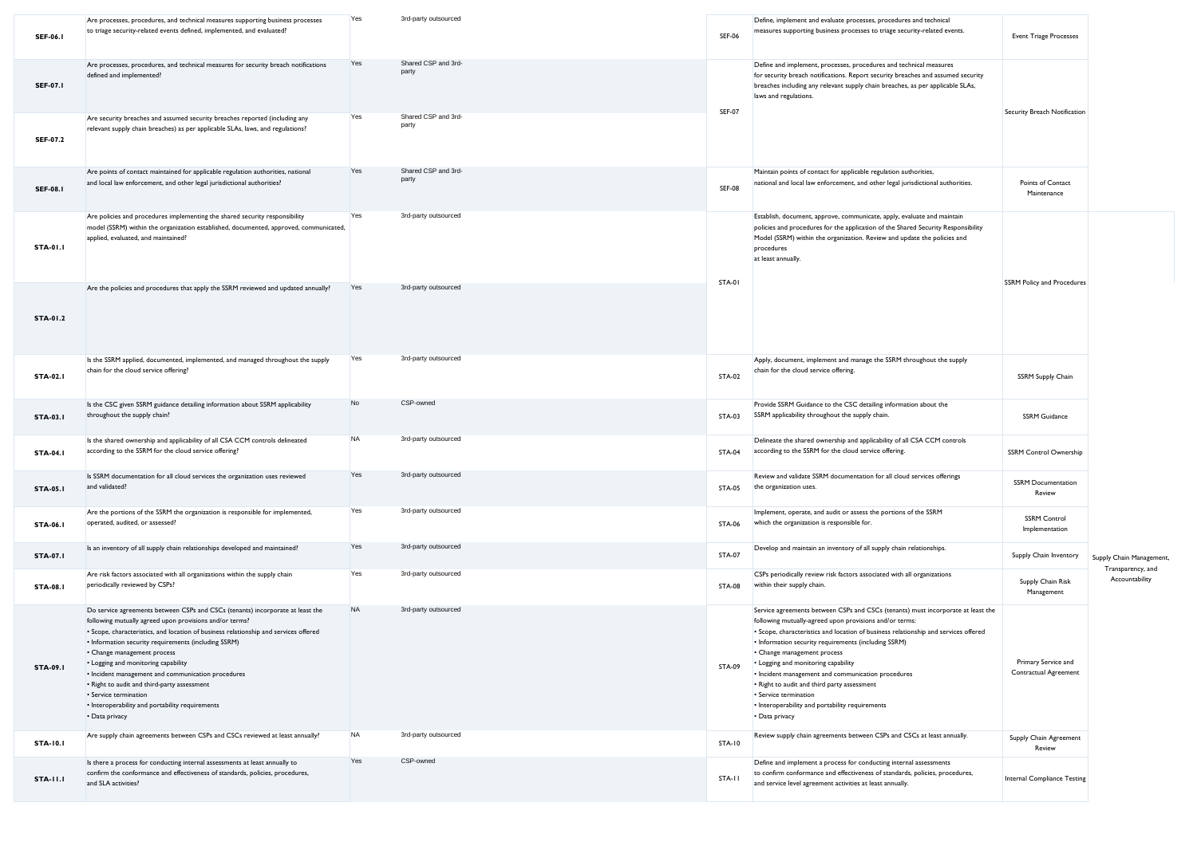| Question ID | Question | CSP CAIQ Answer | SSRM Control Ownership | Control ID | Control Specification | Control Title | Domain Title |
|---|---|---|---|---|---|---|---|
| SEF-06.1 | Are processes, procedures, and technical measures supporting business processes to triage security-related events defined, implemented, and evaluated? | Yes | 3rd-party outsourced | SEF-06 | Define, implement and evaluate processes, procedures and technical measures supporting business processes to triage security-related events. | Event Triage Processes | |
| SEF-07.1 | Are processes, procedures, and technical measures for security breach notifications defined and implemented? | Yes | Shared CSP and 3rd-party | SEF-07 | Define and implement, processes, procedures and technical measures for security breach notifications. Report security breaches and assumed security breaches including any relevant supply chain breaches, as per applicable SLAs, laws and regulations. | Security Breach Notification | |
| SEF-07.2 | Are security breaches and assumed security breaches reported (including any relevant supply chain breaches) as per applicable SLAs, laws, and regulations? | Yes | Shared CSP and 3rd-party | | | | |
| SEF-08.1 | Are points of contact maintained for applicable regulation authorities, national and local law enforcement, and other legal jurisdictional authorities? | Yes | Shared CSP and 3rd-party | SEF-08 | Maintain points of contact for applicable regulation authorities, national and local law enforcement, and other legal jurisdictional authorities. | Points of Contact Maintenance | |
| STA-01.1 | Are policies and procedures implementing the shared security responsibility model (SSRM) within the organization established, documented, approved, communicated, applied, evaluated, and maintained? | Yes | 3rd-party outsourced | STA-01 | Establish, document, approve, communicate, apply, evaluate and maintain policies and procedures for the application of the Shared Security Responsibility Model (SSRM) within the organization. Review and update the policies and procedures at least annually. | SSRM Policy and Procedures | Supply Chain Management, Transparency, and Accountability |
| STA-01.2 | Are the policies and procedures that apply the SSRM reviewed and updated annually? | Yes | 3rd-party outsourced | | | | |
| STA-02.1 | Is the SSRM applied, documented, implemented, and managed throughout the supply chain for the cloud service offering? | Yes | 3rd-party outsourced | STA-02 | Apply, document, implement and manage the SSRM throughout the supply chain for the cloud service offering. | SSRM Supply Chain | |
| STA-03.1 | Is the CSC given SSRM guidance detailing information about SSRM applicability throughout the supply chain? | No | CSP-owned | STA-03 | Provide SSRM Guidance to the CSC detailing information about the SSRM applicability throughout the supply chain. | SSRM Guidance | |
| STA-04.1 | Is the shared ownership and applicability of all CSA CCM controls delineated according to the SSRM for the cloud service offering? | NA | 3rd-party outsourced | STA-04 | Delineate the shared ownership and applicability of all CSA CCM controls according to the SSRM for the cloud service offering. | SSRM Control Ownership | |
| STA-05.1 | Is SSRM documentation for all cloud services the organization uses reviewed and validated? | Yes | 3rd-party outsourced | STA-05 | Review and validate SSRM documentation for all cloud services offerings the organization uses. | SSRM Documentation Review | |
| STA-06.1 | Are the portions of the SSRM the organization is responsible for implemented, operated, audited, or assessed? | Yes | 3rd-party outsourced | STA-06 | Implement, operate, and audit or assess the portions of the SSRM which the organization is responsible for. | SSRM Control Implementation | |
| STA-07.1 | Is an inventory of all supply chain relationships developed and maintained? | Yes | 3rd-party outsourced | STA-07 | Develop and maintain an inventory of all supply chain relationships. | Supply Chain Inventory | |
| STA-08.1 | Are risk factors associated with all organizations within the supply chain periodically reviewed by CSPs? | Yes | 3rd-party outsourced | STA-08 | CSPs periodically review risk factors associated with all organizations within their supply chain. | Supply Chain Risk Management | |
| STA-09.1 | Do service agreements between CSPs and CSCs (tenants) incorporate at least the following mutually agreed upon provisions and/or terms?<br>• Scope, characteristics, and location of business relationship and services offered<br>• Information security requirements (including SSRM)<br>• Change management process<br>• Logging and monitoring capability<br>• Incident management and communication procedures<br>• Right to audit and third-party assessment<br>• Service termination<br>• Interoperability and portability requirements<br>• Data privacy | NA | 3rd-party outsourced | STA-09 | Service agreements between CSPs and CSCs (tenants) must incorporate at least the following mutually-agreed upon provisions and/or terms:<br>• Scope, characteristics and location of business relationship and services offered<br>• Information security requirements (including SSRM)<br>• Change management process<br>• Logging and monitoring capability<br>• Incident management and communication procedures<br>• Right to audit and third party assessment<br>• Service termination<br>• Interoperability and portability requirements<br>• Data privacy | Primary Service and Contractual Agreement | |
| STA-10.1 | Are supply chain agreements between CSPs and CSCs reviewed at least annually? | NA | 3rd-party outsourced | STA-10 | Review supply chain agreements between CSPs and CSCs at least annually. | Supply Chain Agreement Review | |
| STA-11.1 | Is there a process for conducting internal assessments at least annually to confirm the conformance and effectiveness of standards, policies, procedures, and SLA activities? | Yes | CSP-owned | STA-11 | Define and implement a process for conducting internal assessments to confirm conformance and effectiveness of standards, policies, procedures, and service level agreement activities at least annually. | Internal Compliance Testing | |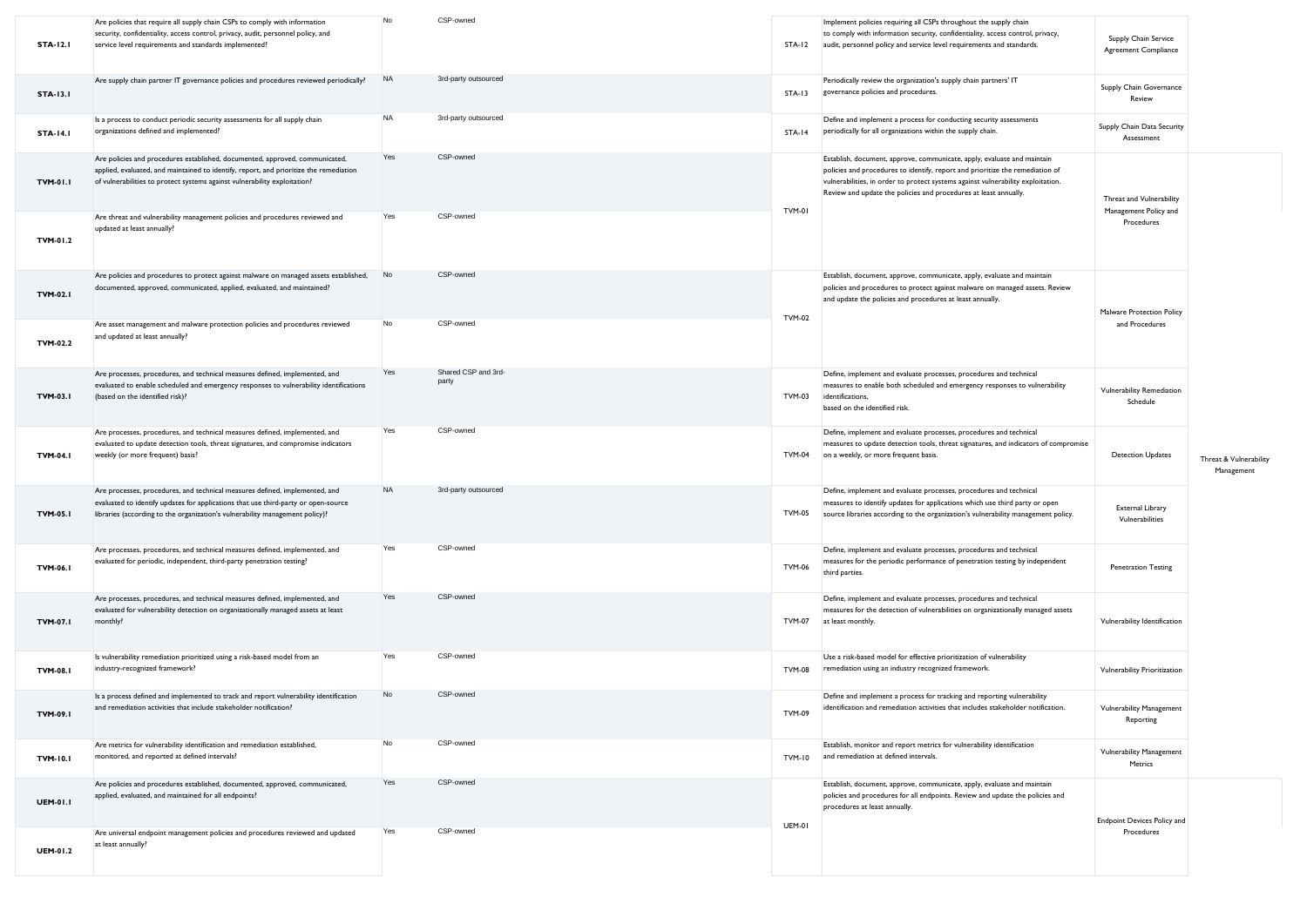| | | | | | | | |
|---|---|---|---|---|---|---|---|
| **STA-12.1** | Are policies that require all supply chain CSPs to comply with information security, confidentiality, access control, privacy, audit, personnel policy, and service level requirements and standards implemented? | No | CSP-owned | STA-12 | Implement policies requiring all CSPs throughout the supply chain to comply with information security, confidentiality, access control, privacy, audit, personnel policy and service level requirements and standards. | Supply Chain Service Agreement Compliance | |
| **STA-13.1** | Are supply chain partner IT governance policies and procedures reviewed periodically? | NA | 3rd-party outsourced | STA-13 | Periodically review the organization's supply chain partners' IT governance policies and procedures. | Supply Chain Governance Review | |
| **STA-14.1** | Is a process to conduct periodic security assessments for all supply chain organizations defined and implemented? | NA | 3rd-party outsourced | STA-14 | Define and implement a process for conducting security assessments periodically for all organizations within the supply chain. | Supply Chain Data Security Assessment | |
| **TVM-01.1** | Are policies and procedures established, documented, approved, communicated, applied, evaluated, and maintained to identify, report, and prioritize the remediation of vulnerabilities to protect systems against vulnerability exploitation? | Yes | CSP-owned | TVM-01 | Establish, document, approve, communicate, apply, evaluate and maintain policies and procedures to identify, report and prioritize the remediation of vulnerabilities, in order to protect systems against vulnerability exploitation. Review and update the policies and procedures at least annually. | Threat and Vulnerability Management Policy and Procedures | Threat & Vulnerability Management |
| **TVM-01.2** | Are threat and vulnerability management policies and procedures reviewed and updated at least annually? | Yes | CSP-owned | | | | |
| **TVM-02.1** | Are policies and procedures to protect against malware on managed assets established, documented, approved, communicated, applied, evaluated, and maintained? | No | CSP-owned | TVM-02 | Establish, document, approve, communicate, apply, evaluate and maintain policies and procedures to protect against malware on managed assets. Review and update the policies and procedures at least annually. | Malware Protection Policy and Procedures | |
| **TVM-02.2** | Are asset management and malware protection policies and procedures reviewed and updated at least annually? | No | CSP-owned | | | | |
| **TVM-03.1** | Are processes, procedures, and technical measures defined, implemented, and evaluated to enable scheduled and emergency responses to vulnerability identifications (based on the identified risk)? | Yes | Shared CSP and 3rd-party | TVM-03 | Define, implement and evaluate processes, procedures and technical measures to enable both scheduled and emergency responses to vulnerability identifications, based on the identified risk. | Vulnerability Remediation Schedule | |
| **TVM-04.1** | Are processes, procedures, and technical measures defined, implemented, and evaluated to update detection tools, threat signatures, and compromise indicators weekly (or more frequent) basis? | Yes | CSP-owned | TVM-04 | Define, implement and evaluate processes, procedures and technical measures to update detection tools, threat signatures, and indicators of compromise on a weekly, or more frequent basis. | Detection Updates | |
| **TVM-05.1** | Are processes, procedures, and technical measures defined, implemented, and evaluated to identify updates for applications that use third-party or open-source libraries (according to the organization's vulnerability management policy)? | NA | 3rd-party outsourced | TVM-05 | Define, implement and evaluate processes, procedures and technical measures to identify updates for applications which use third party or open source libraries according to the organization's vulnerability management policy. | External Library Vulnerabilities | |
| **TVM-06.1** | Are processes, procedures, and technical measures defined, implemented, and evaluated for periodic, independent, third-party penetration testing? | Yes | CSP-owned | TVM-06 | Define, implement and evaluate processes, procedures and technical measures for the periodic performance of penetration testing by independent third parties. | Penetration Testing | |
| **TVM-07.1** | Are processes, procedures, and technical measures defined, implemented, and evaluated for vulnerability detection on organizationally managed assets at least monthly? | Yes | CSP-owned | TVM-07 | Define, implement and evaluate processes, procedures and technical measures for the detection of vulnerabilities on organizationally managed assets at least monthly. | Vulnerability Identification | |
| **TVM-08.1** | Is vulnerability remediation prioritized using a risk-based model from an industry-recognized framework? | Yes | CSP-owned | TVM-08 | Use a risk-based model for effective prioritization of vulnerability remediation using an industry recognized framework. | Vulnerability Prioritization | |
| **TVM-09.1** | Is a process defined and implemented to track and report vulnerability identification and remediation activities that include stakeholder notification? | No | CSP-owned | TVM-09 | Define and implement a process for tracking and reporting vulnerability identification and remediation activities that includes stakeholder notification. | Vulnerability Management Reporting | |
| **TVM-10.1** | Are metrics for vulnerability identification and remediation established, monitored, and reported at defined intervals? | No | CSP-owned | TVM-10 | Establish, monitor and report metrics for vulnerability identification and remediation at defined intervals. | Vulnerability Management Metrics | |
| **UEM-01.1** | Are policies and procedures established, documented, approved, communicated, applied, evaluated, and maintained for all endpoints? | Yes | CSP-owned | UEM-01 | Establish, document, approve, communicate, apply, evaluate and maintain policies and procedures for all endpoints. Review and update the policies and procedures at least annually. | Endpoint Devices Policy and Procedures | |
| **UEM-01.2** | Are universal endpoint management policies and procedures reviewed and updated at least annually? | Yes | CSP-owned | | | | |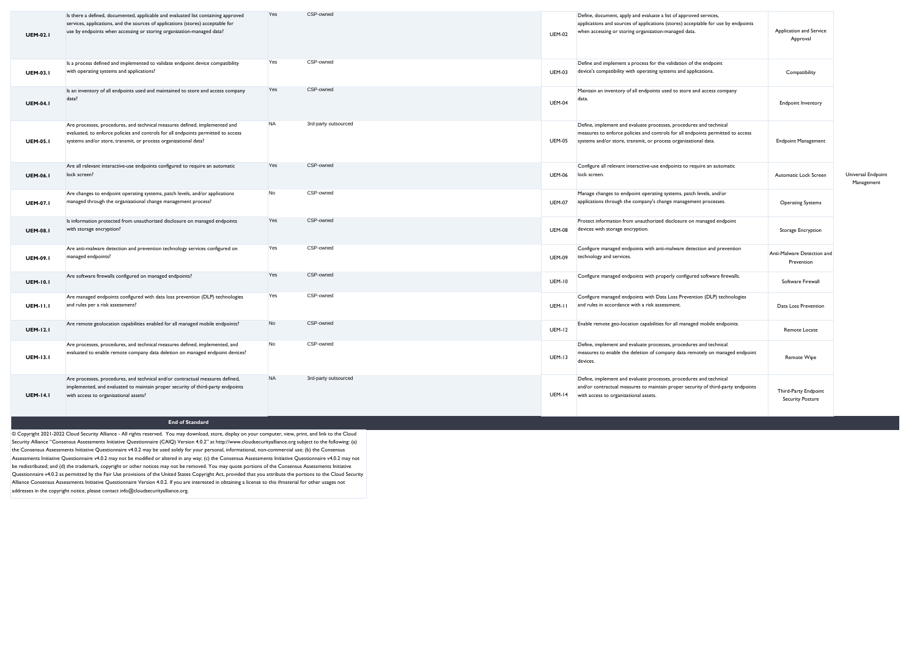| | | | | | | | |
|---|---|---|---|---|---|---|---|
| **UEM-02.1** | Is there a defined, documented, applicable and evaluated list containing approved services, applications, and the sources of applications (stores) acceptable for use by endpoints when accessing or storing organization-managed data? | Yes | CSP-owned | UEM-02 | Define, document, apply and evaluate a list of approved services, applications and sources of applications (stores) acceptable for use by endpoints when accessing or storing organization-managed data. | Application and Service Approval | Universal Endpoint Management |
| **UEM-03.1** | Is a process defined and implemented to validate endpoint device compatibility with operating systems and applications? | Yes | CSP-owned | UEM-03 | Define and implement a process for the validation of the endpoint device's compatibility with operating systems and applications. | Compatibility | |
| **UEM-04.1** | Is an inventory of all endpoints used and maintained to store and access company data? | Yes | CSP-owned | UEM-04 | Maintain an inventory of all endpoints used to store and access company data. | Endpoint Inventory | |
| **UEM-05.1** | Are processes, procedures, and technical measures defined, implemented and evaluated, to enforce policies and controls for all endpoints permitted to access systems and/or store, transmit, or process organizational data? | NA | 3rd-party outsourced | UEM-05 | Define, implement and evaluate processes, procedures and technical measures to enforce policies and controls for all endpoints permitted to access systems and/or store, transmit, or process organizational data. | Endpoint Management | |
| **UEM-06.1** | Are all relevant interactive-use endpoints configured to require an automatic lock screen? | Yes | CSP-owned | UEM-06 | Configure all relevant interactive-use endpoints to require an automatic lock screen. | Automatic Lock Screen | |
| **UEM-07.1** | Are changes to endpoint operating systems, patch levels, and/or applications managed through the organizational change management process? | No | CSP-owned | UEM-07 | Manage changes to endpoint operating systems, patch levels, and/or applications through the company's change management processes. | Operating Systems | |
| **UEM-08.1** | Is information protected from unauthorized disclosure on managed endpoints with storage encryption? | Yes | CSP-owned | UEM-08 | Protect information from unauthorized disclosure on managed endpoint devices with storage encryption. | Storage Encryption | |
| **UEM-09.1** | Are anti-malware detection and prevention technology services configured on managed endpoints? | Yes | CSP-owned | UEM-09 | Configure managed endpoints with anti-malware detection and prevention technology and services. | Anti-Malware Detection and Prevention | |
| **UEM-10.1** | Are software firewalls configured on managed endpoints? | Yes | CSP-owned | UEM-10 | Configure managed endpoints with properly configured software firewalls. | Software Firewall | |
| **UEM-11.1** | Are managed endpoints configured with data loss prevention (DLP) technologies and rules per a risk assessment? | Yes | CSP-owned | UEM-11 | Configure managed endpoints with Data Loss Prevention (DLP) technologies and rules in accordance with a risk assessment. | Data Loss Prevention | |
| **UEM-12.1** | Are remote geolocation capabilities enabled for all managed mobile endpoints? | No | CSP-owned | UEM-12 | Enable remote geo-location capabilities for all managed mobile endpoints. | Remote Locate | |
| **UEM-13.1** | Are processes, procedures, and technical measures defined, implemented, and evaluated to enable remote company data deletion on managed endpoint devices? | No | CSP-owned | UEM-13 | Define, implement and evaluate processes, procedures and technical measures to enable the deletion of company data remotely on managed endpoint devices. | Remote Wipe | |
| **UEM-14.1** | Are processes, procedures, and technical and/or contractual measures defined, implemented, and evaluated to maintain proper security of third-party endpoints with access to organizational assets? | NA | 3rd-party outsourced | UEM-14 | Define, implement and evaluate processes, procedures and technical and/or contractual measures to maintain proper security of third-party endpoints with access to organizational assets. | Third-Party Endpoint Security Posture | |

**End of Standard**

© Copyright 2021-2022 Cloud Security Alliance - All rights reserved. You may download, store, display on your computer, view, print, and link to the Cloud Security Alliance "Consensus Assessments Initiative Questionnaire (CAIQ) Version 4.0.2" at http://www.cloudsecurityalliance.org subject to the following: (a) the Consensus Assessments Initiative Questionnaire v4.0.2 may be used solely for your personal, informational, non-commercial use; (b) the Consensus Assessments Initiative Questionnaire v4.0.2 may not be modified or altered in any way; (c) the Consensus Assessments Initiative Questionnaire v4.0.2 may not be redistributed; and (d) the trademark, copyright or other notices may not be removed. You may quote portions of the Consensus Assessments Initiative Questionnaire v4.0.2 as permitted by the Fair Use provisions of the United States Copyright Act, provided that you attribute the portions to the Cloud Security Alliance Consensus Assessments Initiative Questionnaire Version 4.0.2. If you are interested in obtaining a license to this #material for other usages not addresses in the copyright notice, please contact info@cloudsecurityalliance.org.